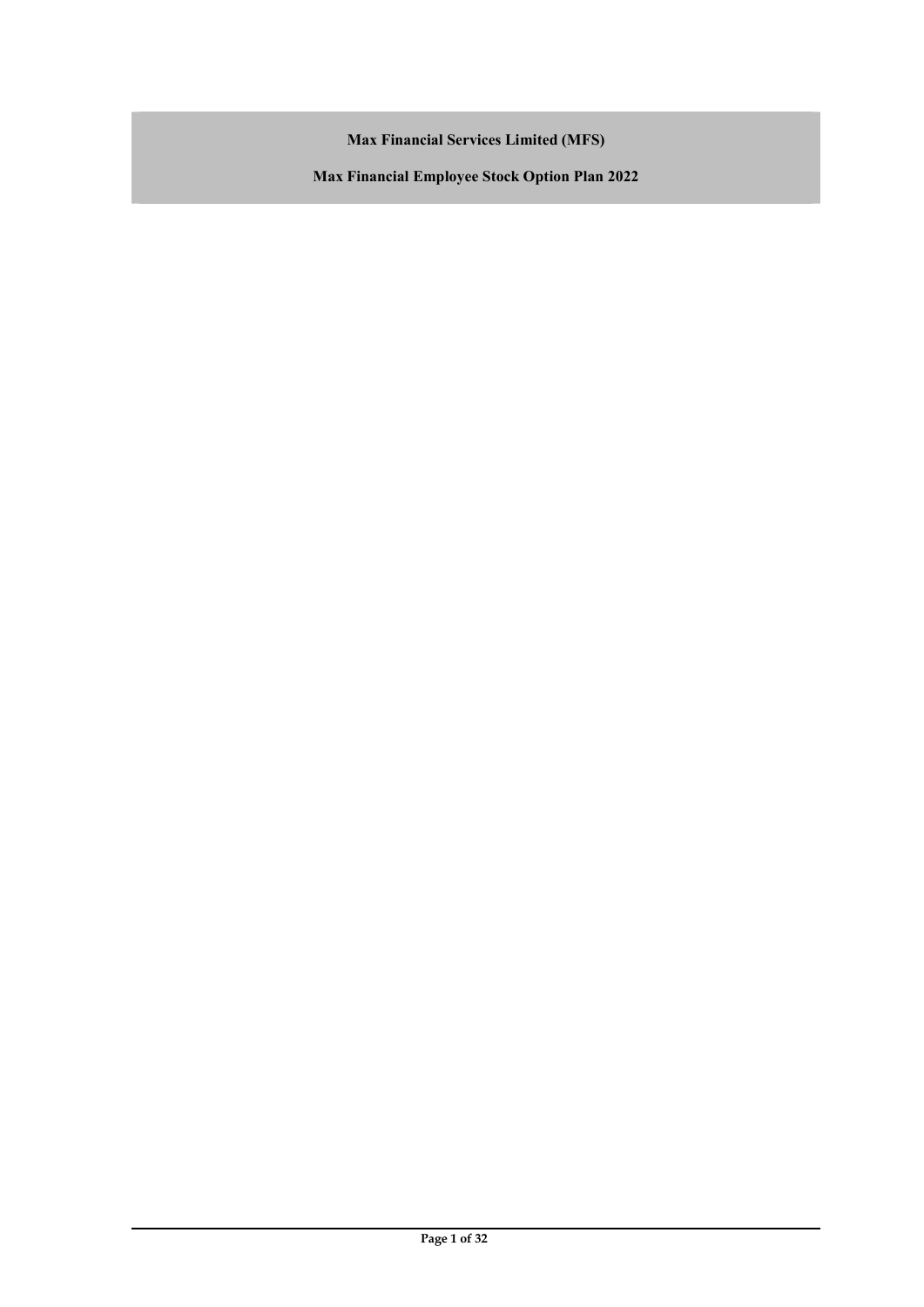**Max Financial Services Limited (MFS)**

**Max Financial Employee Stock Option Plan 2022**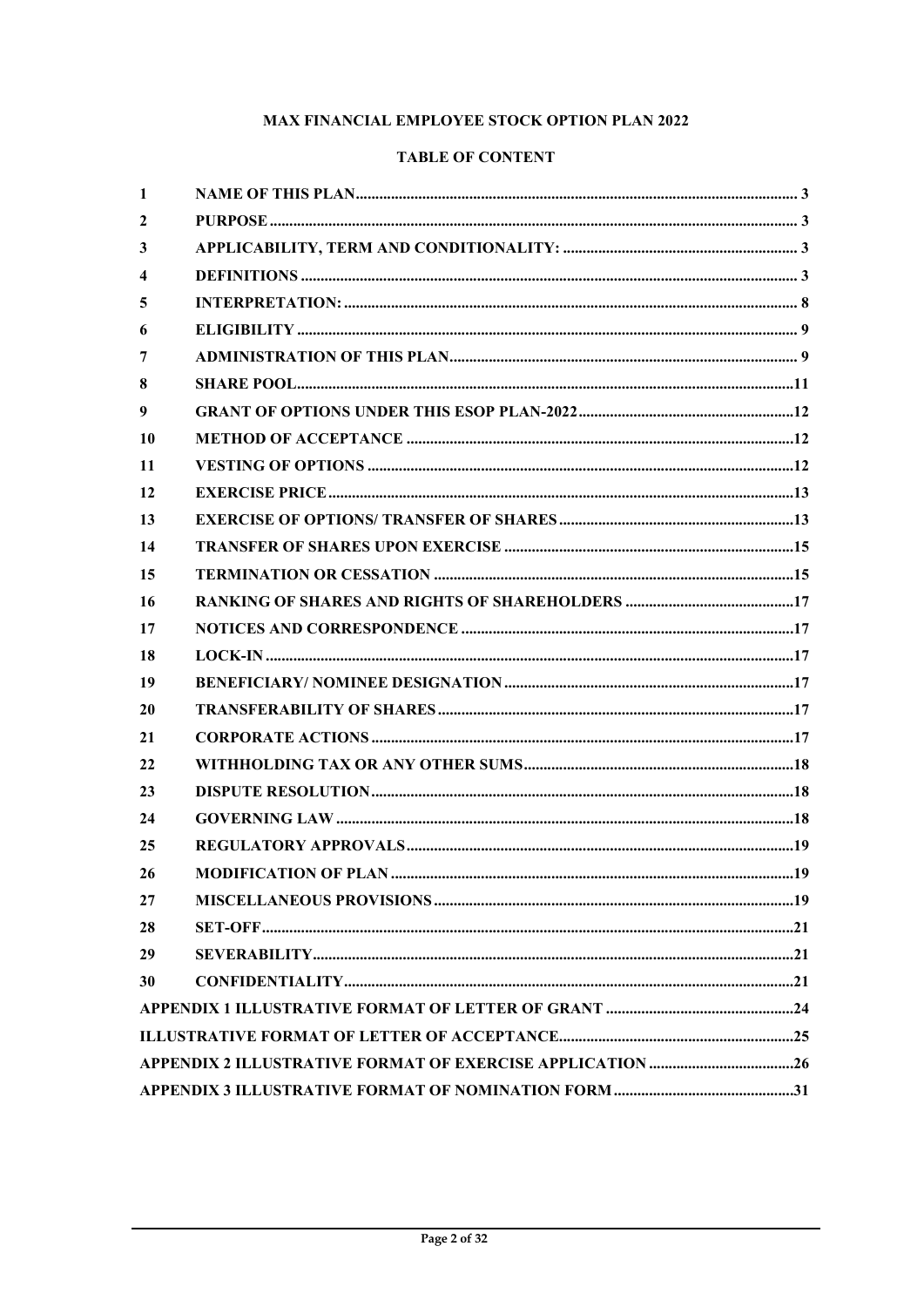# MAX FINANCIAL EMPLOYEE STOCK OPTION PLAN 2022

## TABLE OF CONTENT

| | | |
|---|---|---|
| 1 | NAME OF THIS PLAN | 3 |
| 2 | PURPOSE | 3 |
| 3 | APPLICABILITY, TERM AND CONDITIONALITY: | 3 |
| 4 | DEFINITIONS | 3 |
| 5 | INTERPRETATION: | 8 |
| 6 | ELIGIBILITY | 9 |
| 7 | ADMINISTRATION OF THIS PLAN | 9 |
| 8 | SHARE POOL | 11 |
| 9 | GRANT OF OPTIONS UNDER THIS ESOP PLAN-2022 | 12 |
| 10 | METHOD OF ACCEPTANCE | 12 |
| 11 | VESTING OF OPTIONS | 12 |
| 12 | EXERCISE PRICE | 13 |
| 13 | EXERCISE OF OPTIONS/ TRANSFER OF SHARES | 13 |
| 14 | TRANSFER OF SHARES UPON EXERCISE | 15 |
| 15 | TERMINATION OR CESSATION | 15 |
| 16 | RANKING OF SHARES AND RIGHTS OF SHAREHOLDERS | 17 |
| 17 | NOTICES AND CORRESPONDENCE | 17 |
| 18 | LOCK-IN | 17 |
| 19 | BENEFICIARY/ NOMINEE DESIGNATION | 17 |
| 20 | TRANSFERABILITY OF SHARES | 17 |
| 21 | CORPORATE ACTIONS | 17 |
| 22 | WITHHOLDING TAX OR ANY OTHER SUMS | 18 |
| 23 | DISPUTE RESOLUTION | 18 |
| 24 | GOVERNING LAW | 18 |
| 25 | REGULATORY APPROVALS | 19 |
| 26 | MODIFICATION OF PLAN | 19 |
| 27 | MISCELLANEOUS PROVISIONS | 19 |
| 28 | SET-OFF | 21 |
| 29 | SEVERABILITY | 21 |
| 30 | CONFIDENTIALITY | 21 |
| | APPENDIX 1 ILLUSTRATIVE FORMAT OF LETTER OF GRANT | 24 |
| | ILLUSTRATIVE FORMAT OF LETTER OF ACCEPTANCE | 25 |
| | APPENDIX 2 ILLUSTRATIVE FORMAT OF EXERCISE APPLICATION | 26 |
| | APPENDIX 3 ILLUSTRATIVE FORMAT OF NOMINATION FORM | 31 |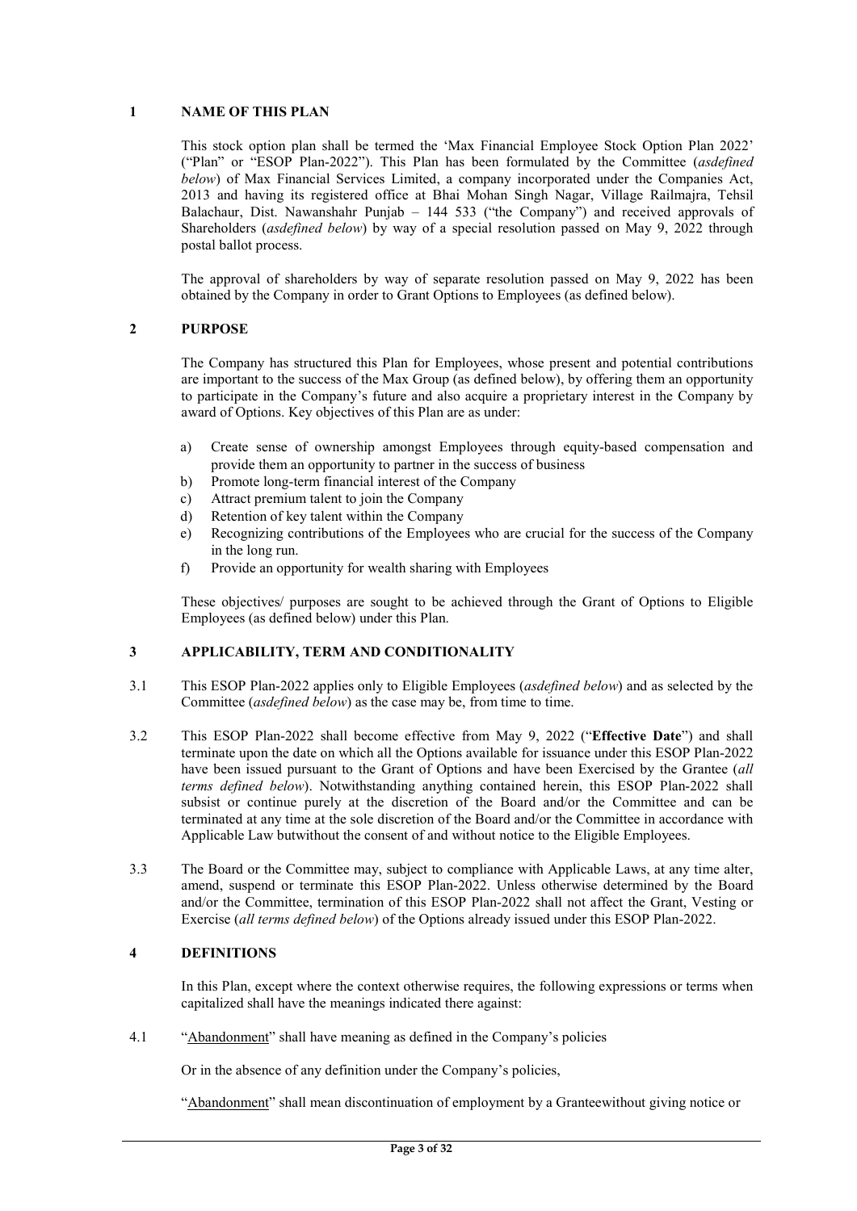## 1 NAME OF THIS PLAN

This stock option plan shall be termed the 'Max Financial Employee Stock Option Plan 2022' ("Plan" or "ESOP Plan-2022"). This Plan has been formulated by the Committee (*asdefined below*) of Max Financial Services Limited, a company incorporated under the Companies Act, 2013 and having its registered office at Bhai Mohan Singh Nagar, Village Railmajra, Tehsil Balachaur, Dist. Nawanshahr Punjab – 144 533 ("the Company") and received approvals of Shareholders (*asdefined below*) by way of a special resolution passed on May 9, 2022 through postal ballot process.

The approval of shareholders by way of separate resolution passed on May 9, 2022 has been obtained by the Company in order to Grant Options to Employees (as defined below).

## 2 PURPOSE

The Company has structured this Plan for Employees, whose present and potential contributions are important to the success of the Max Group (as defined below), by offering them an opportunity to participate in the Company's future and also acquire a proprietary interest in the Company by award of Options. Key objectives of this Plan are as under:

a) Create sense of ownership amongst Employees through equity-based compensation and provide them an opportunity to partner in the success of business
b) Promote long-term financial interest of the Company
c) Attract premium talent to join the Company
d) Retention of key talent within the Company
e) Recognizing contributions of the Employees who are crucial for the success of the Company in the long run.
f) Provide an opportunity for wealth sharing with Employees

These objectives/ purposes are sought to be achieved through the Grant of Options to Eligible Employees (as defined below) under this Plan.

## 3 APPLICABILITY, TERM AND CONDITIONALITY

3.1 This ESOP Plan-2022 applies only to Eligible Employees (*asdefined below*) and as selected by the Committee (*asdefined below*) as the case may be, from time to time.

3.2 This ESOP Plan-2022 shall become effective from May 9, 2022 ("**Effective Date**") and shall terminate upon the date on which all the Options available for issuance under this ESOP Plan-2022 have been issued pursuant to the Grant of Options and have been Exercised by the Grantee (*all terms defined below*). Notwithstanding anything contained herein, this ESOP Plan-2022 shall subsist or continue purely at the discretion of the Board and/or the Committee and can be terminated at any time at the sole discretion of the Board and/or the Committee in accordance with Applicable Law butwithout the consent of and without notice to the Eligible Employees.

3.3 The Board or the Committee may, subject to compliance with Applicable Laws, at any time alter, amend, suspend or terminate this ESOP Plan-2022. Unless otherwise determined by the Board and/or the Committee, termination of this ESOP Plan-2022 shall not affect the Grant, Vesting or Exercise (*all terms defined below*) of the Options already issued under this ESOP Plan-2022.

## 4 DEFINITIONS

In this Plan, except where the context otherwise requires, the following expressions or terms when capitalized shall have the meanings indicated there against:

4.1 "<u>Abandonment</u>" shall have meaning as defined in the Company's policies

Or in the absence of any definition under the Company's policies,

"<u>Abandonment</u>" shall mean discontinuation of employment by a Granteewithout giving notice or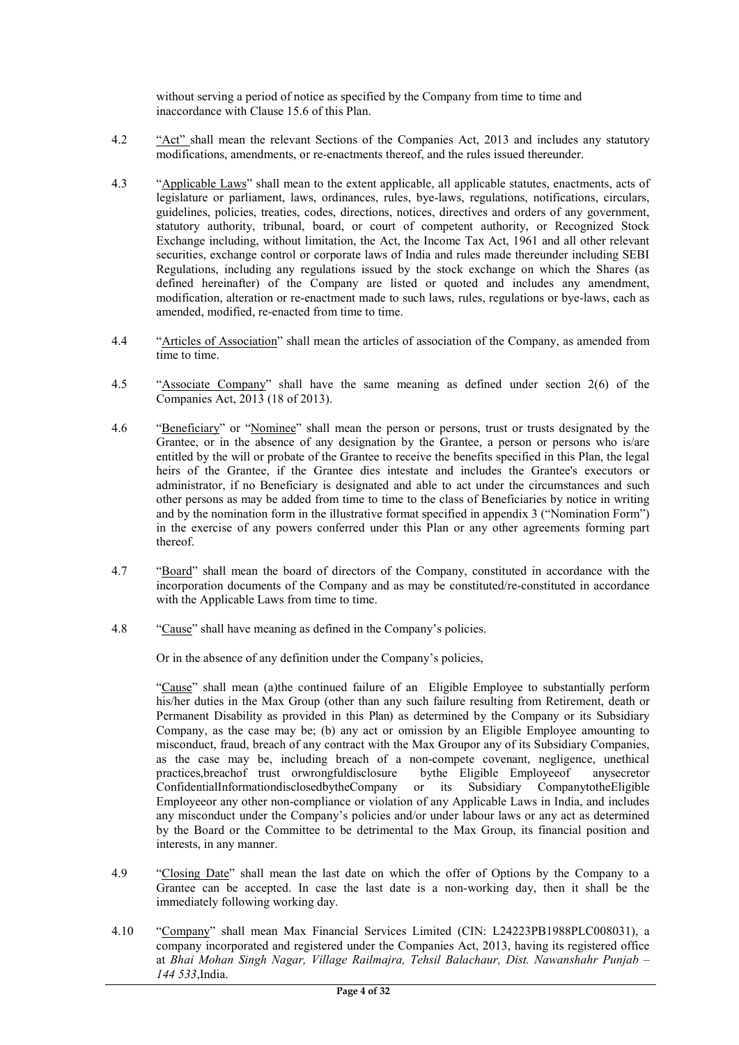without serving a period of notice as specified by the Company from time to time and inaccordance with Clause 15.6 of this Plan.

4.2 "Act" shall mean the relevant Sections of the Companies Act, 2013 and includes any statutory modifications, amendments, or re-enactments thereof, and the rules issued thereunder.

4.3 "Applicable Laws" shall mean to the extent applicable, all applicable statutes, enactments, acts of legislature or parliament, laws, ordinances, rules, bye-laws, regulations, notifications, circulars, guidelines, policies, treaties, codes, directions, notices, directives and orders of any government, statutory authority, tribunal, board, or court of competent authority, or Recognized Stock Exchange including, without limitation, the Act, the Income Tax Act, 1961 and all other relevant securities, exchange control or corporate laws of India and rules made thereunder including SEBI Regulations, including any regulations issued by the stock exchange on which the Shares (as defined hereinafter) of the Company are listed or quoted and includes any amendment, modification, alteration or re-enactment made to such laws, rules, regulations or bye-laws, each as amended, modified, re-enacted from time to time.

4.4 "Articles of Association" shall mean the articles of association of the Company, as amended from time to time.

4.5 "Associate Company" shall have the same meaning as defined under section 2(6) of the Companies Act, 2013 (18 of 2013).

4.6 "Beneficiary" or "Nominee" shall mean the person or persons, trust or trusts designated by the Grantee, or in the absence of any designation by the Grantee, a person or persons who is/are entitled by the will or probate of the Grantee to receive the benefits specified in this Plan, the legal heirs of the Grantee, if the Grantee dies intestate and includes the Grantee's executors or administrator, if no Beneficiary is designated and able to act under the circumstances and such other persons as may be added from time to time to the class of Beneficiaries by notice in writing and by the nomination form in the illustrative format specified in appendix 3 ("Nomination Form") in the exercise of any powers conferred under this Plan or any other agreements forming part thereof.

4.7 "Board" shall mean the board of directors of the Company, constituted in accordance with the incorporation documents of the Company and as may be constituted/re-constituted in accordance with the Applicable Laws from time to time.

4.8 "Cause" shall have meaning as defined in the Company's policies.

Or in the absence of any definition under the Company's policies,

"Cause" shall mean (a)the continued failure of an Eligible Employee to substantially perform his/her duties in the Max Group (other than any such failure resulting from Retirement, death or Permanent Disability as provided in this Plan) as determined by the Company or its Subsidiary Company, as the case may be; (b) any act or omission by an Eligible Employee amounting to misconduct, fraud, breach of any contract with the Max Groupor any of its Subsidiary Companies, as the case may be, including breach of a non-compete covenant, negligence, unethical practices,breachof trust orwrongfuldisclosure bythe Eligible Employeeof anysecretor ConfidentialInformationdisclosedbytheCompany or its Subsidiary CompanytotheEligible Employeeor any other non-compliance or violation of any Applicable Laws in India, and includes any misconduct under the Company's policies and/or under labour laws or any act as determined by the Board or the Committee to be detrimental to the Max Group, its financial position and interests, in any manner.

4.9 "Closing Date" shall mean the last date on which the offer of Options by the Company to a Grantee can be accepted. In case the last date is a non-working day, then it shall be the immediately following working day.

4.10 "Company" shall mean Max Financial Services Limited (CIN: L24223PB1988PLC008031), a company incorporated and registered under the Companies Act, 2013, having its registered office at *Bhai Mohan Singh Nagar, Village Railmajra, Tehsil Balachaur, Dist. Nawanshahr Punjab – 144 533*,India.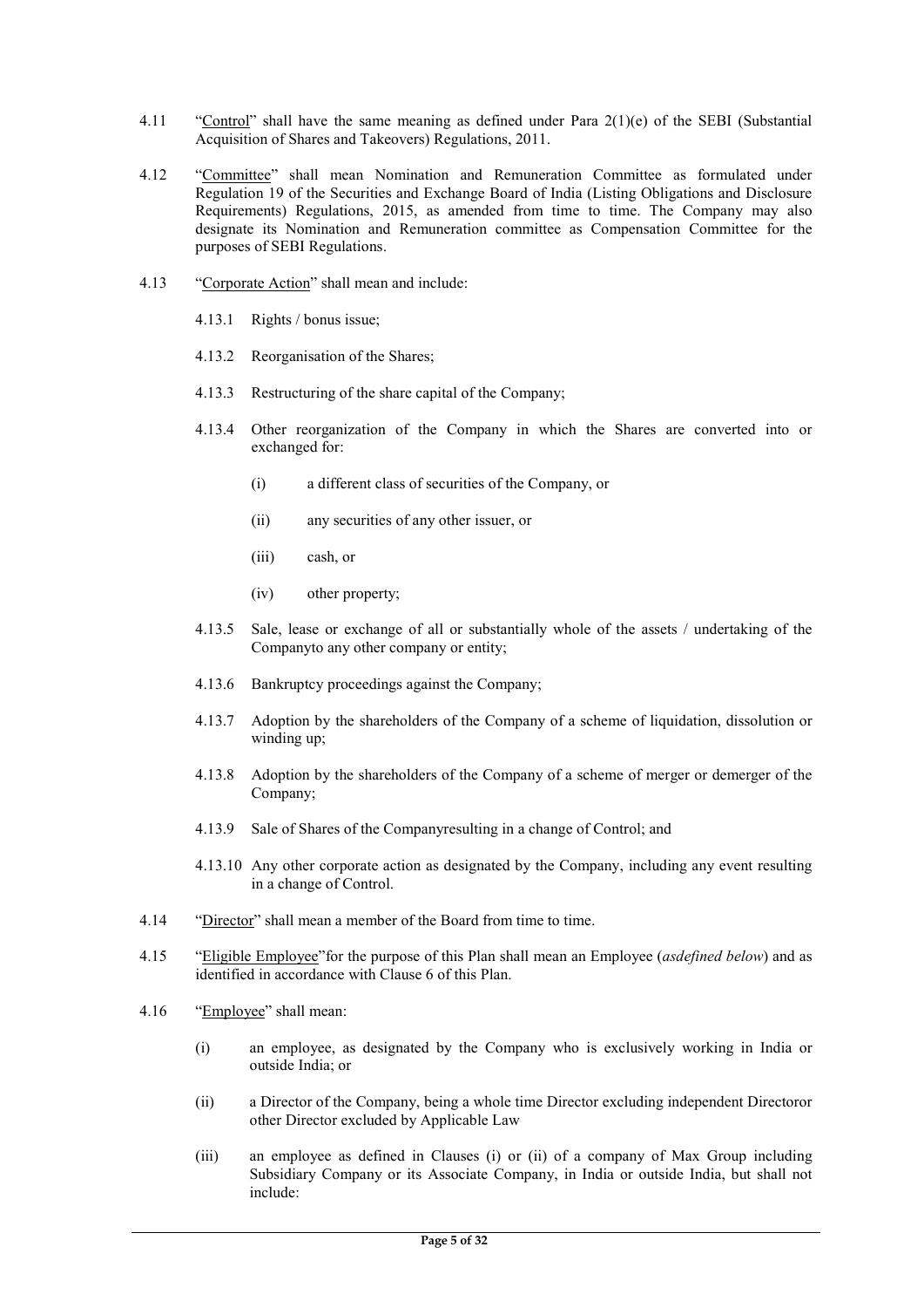4.11 "Control" shall have the same meaning as defined under Para 2(1)(e) of the SEBI (Substantial Acquisition of Shares and Takeovers) Regulations, 2011.

4.12 "Committee" shall mean Nomination and Remuneration Committee as formulated under Regulation 19 of the Securities and Exchange Board of India (Listing Obligations and Disclosure Requirements) Regulations, 2015, as amended from time to time. The Company may also designate its Nomination and Remuneration committee as Compensation Committee for the purposes of SEBI Regulations.

4.13 "Corporate Action" shall mean and include:

4.13.1 Rights / bonus issue;

4.13.2 Reorganisation of the Shares;

4.13.3 Restructuring of the share capital of the Company;

4.13.4 Other reorganization of the Company in which the Shares are converted into or exchanged for:

(i) a different class of securities of the Company, or

(ii) any securities of any other issuer, or

(iii) cash, or

(iv) other property;

4.13.5 Sale, lease or exchange of all or substantially whole of the assets / undertaking of the Companyto any other company or entity;

4.13.6 Bankruptcy proceedings against the Company;

4.13.7 Adoption by the shareholders of the Company of a scheme of liquidation, dissolution or winding up;

4.13.8 Adoption by the shareholders of the Company of a scheme of merger or demerger of the Company;

4.13.9 Sale of Shares of the Companyresulting in a change of Control; and

4.13.10 Any other corporate action as designated by the Company, including any event resulting in a change of Control.

4.14 "Director" shall mean a member of the Board from time to time.

4.15 "Eligible Employee"for the purpose of this Plan shall mean an Employee (*asdefined below*) and as identified in accordance with Clause 6 of this Plan.

4.16 "Employee" shall mean:

(i) an employee, as designated by the Company who is exclusively working in India or outside India; or

(ii) a Director of the Company, being a whole time Director excluding independent Directoror other Director excluded by Applicable Law

(iii) an employee as defined in Clauses (i) or (ii) of a company of Max Group including Subsidiary Company or its Associate Company, in India or outside India, but shall not include: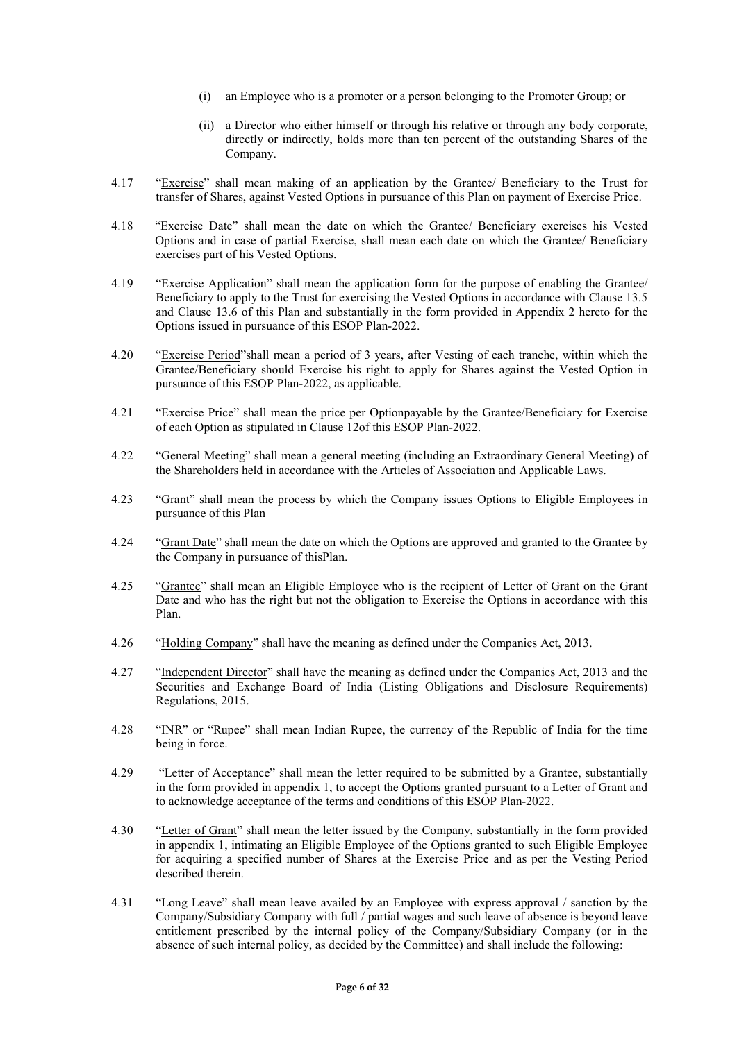(i) an Employee who is a promoter or a person belonging to the Promoter Group; or

(ii) a Director who either himself or through his relative or through any body corporate, directly or indirectly, holds more than ten percent of the outstanding Shares of the Company.

4.17 "Exercise" shall mean making of an application by the Grantee/ Beneficiary to the Trust for transfer of Shares, against Vested Options in pursuance of this Plan on payment of Exercise Price.

4.18 "Exercise Date" shall mean the date on which the Grantee/ Beneficiary exercises his Vested Options and in case of partial Exercise, shall mean each date on which the Grantee/ Beneficiary exercises part of his Vested Options.

4.19 "Exercise Application" shall mean the application form for the purpose of enabling the Grantee/ Beneficiary to apply to the Trust for exercising the Vested Options in accordance with Clause 13.5 and Clause 13.6 of this Plan and substantially in the form provided in Appendix 2 hereto for the Options issued in pursuance of this ESOP Plan-2022.

4.20 "Exercise Period"shall mean a period of 3 years, after Vesting of each tranche, within which the Grantee/Beneficiary should Exercise his right to apply for Shares against the Vested Option in pursuance of this ESOP Plan-2022, as applicable.

4.21 "Exercise Price" shall mean the price per Optionpayable by the Grantee/Beneficiary for Exercise of each Option as stipulated in Clause 12of this ESOP Plan-2022.

4.22 "General Meeting" shall mean a general meeting (including an Extraordinary General Meeting) of the Shareholders held in accordance with the Articles of Association and Applicable Laws.

4.23 "Grant" shall mean the process by which the Company issues Options to Eligible Employees in pursuance of this Plan

4.24 "Grant Date" shall mean the date on which the Options are approved and granted to the Grantee by the Company in pursuance of thisPlan.

4.25 "Grantee" shall mean an Eligible Employee who is the recipient of Letter of Grant on the Grant Date and who has the right but not the obligation to Exercise the Options in accordance with this Plan.

4.26 "Holding Company" shall have the meaning as defined under the Companies Act, 2013.

4.27 "Independent Director" shall have the meaning as defined under the Companies Act, 2013 and the Securities and Exchange Board of India (Listing Obligations and Disclosure Requirements) Regulations, 2015.

4.28 "INR" or "Rupee" shall mean Indian Rupee, the currency of the Republic of India for the time being in force.

4.29 "Letter of Acceptance" shall mean the letter required to be submitted by a Grantee, substantially in the form provided in appendix 1, to accept the Options granted pursuant to a Letter of Grant and to acknowledge acceptance of the terms and conditions of this ESOP Plan-2022.

4.30 "Letter of Grant" shall mean the letter issued by the Company, substantially in the form provided in appendix 1, intimating an Eligible Employee of the Options granted to such Eligible Employee for acquiring a specified number of Shares at the Exercise Price and as per the Vesting Period described therein.

4.31 "Long Leave" shall mean leave availed by an Employee with express approval / sanction by the Company/Subsidiary Company with full / partial wages and such leave of absence is beyond leave entitlement prescribed by the internal policy of the Company/Subsidiary Company (or in the absence of such internal policy, as decided by the Committee) and shall include the following: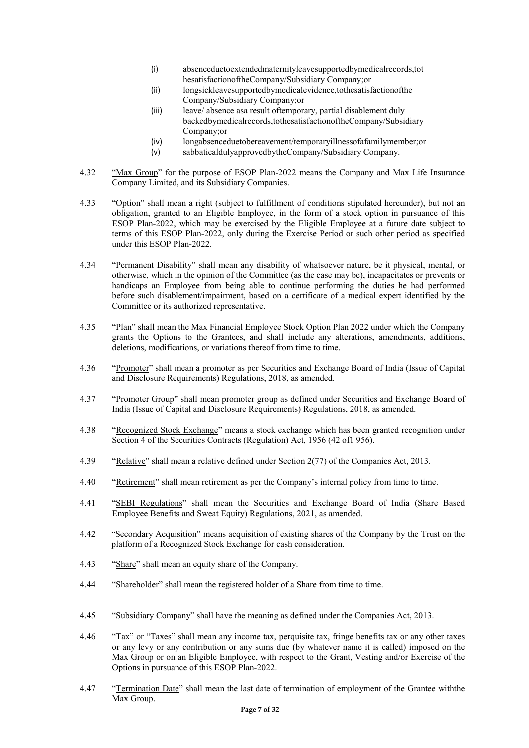(i) absenceduetoextendedmaternityleavesupportedbymedicalrecords,tot hesatisfactionoftheCompany/Subsidiary Company;or
(ii) longsickleavesupportedbymedicalevidence,tothesatisfactionofthe Company/Subsidiary Company;or
(iii) leave/ absence asa result oftemporary, partial disablement duly backedbymedicalrecords,tothesatisfactionoftheCompany/Subsidiary Company;or
(iv) longabsenceduetobereavement/temporaryillnessofafamilymember;or
(v) sabbaticaldulyapprovedbytheCompany/Subsidiary Company.

4.32 "Max Group" for the purpose of ESOP Plan-2022 means the Company and Max Life Insurance Company Limited, and its Subsidiary Companies.

4.33 "Option" shall mean a right (subject to fulfillment of conditions stipulated hereunder), but not an obligation, granted to an Eligible Employee, in the form of a stock option in pursuance of this ESOP Plan-2022, which may be exercised by the Eligible Employee at a future date subject to terms of this ESOP Plan-2022, only during the Exercise Period or such other period as specified under this ESOP Plan-2022.

4.34 "Permanent Disability" shall mean any disability of whatsoever nature, be it physical, mental, or otherwise, which in the opinion of the Committee (as the case may be), incapacitates or prevents or handicaps an Employee from being able to continue performing the duties he had performed before such disablement/impairment, based on a certificate of a medical expert identified by the Committee or its authorized representative.

4.35 "Plan" shall mean the Max Financial Employee Stock Option Plan 2022 under which the Company grants the Options to the Grantees, and shall include any alterations, amendments, additions, deletions, modifications, or variations thereof from time to time.

4.36 "Promoter" shall mean a promoter as per Securities and Exchange Board of India (Issue of Capital and Disclosure Requirements) Regulations, 2018, as amended.

4.37 "Promoter Group" shall mean promoter group as defined under Securities and Exchange Board of India (Issue of Capital and Disclosure Requirements) Regulations, 2018, as amended.

4.38 "Recognized Stock Exchange" means a stock exchange which has been granted recognition under Section 4 of the Securities Contracts (Regulation) Act, 1956 (42 of1 956).

4.39 "Relative" shall mean a relative defined under Section 2(77) of the Companies Act, 2013.

4.40 "Retirement" shall mean retirement as per the Company's internal policy from time to time.

4.41 "SEBI Regulations" shall mean the Securities and Exchange Board of India (Share Based Employee Benefits and Sweat Equity) Regulations, 2021, as amended.

4.42 "Secondary Acquisition" means acquisition of existing shares of the Company by the Trust on the platform of a Recognized Stock Exchange for cash consideration.

4.43 "Share" shall mean an equity share of the Company.

4.44 "Shareholder" shall mean the registered holder of a Share from time to time.

4.45 "Subsidiary Company" shall have the meaning as defined under the Companies Act, 2013.

4.46 "Tax" or "Taxes" shall mean any income tax, perquisite tax, fringe benefits tax or any other taxes or any levy or any contribution or any sums due (by whatever name it is called) imposed on the Max Group or on an Eligible Employee, with respect to the Grant, Vesting and/or Exercise of the Options in pursuance of this ESOP Plan-2022.

4.47 "Termination Date" shall mean the last date of termination of employment of the Grantee withthe Max Group.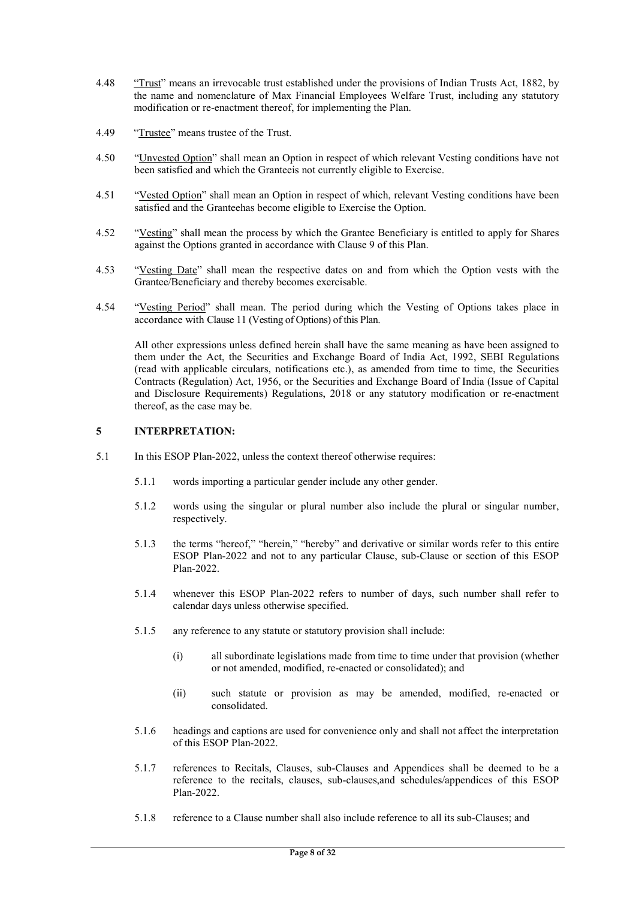4.48 "Trust" means an irrevocable trust established under the provisions of Indian Trusts Act, 1882, by the name and nomenclature of Max Financial Employees Welfare Trust, including any statutory modification or re-enactment thereof, for implementing the Plan.

4.49 "Trustee" means trustee of the Trust.

4.50 "Unvested Option" shall mean an Option in respect of which relevant Vesting conditions have not been satisfied and which the Granteeis not currently eligible to Exercise.

4.51 "Vested Option" shall mean an Option in respect of which, relevant Vesting conditions have been satisfied and the Granteehas become eligible to Exercise the Option.

4.52 "Vesting" shall mean the process by which the Grantee Beneficiary is entitled to apply for Shares against the Options granted in accordance with Clause 9 of this Plan.

4.53 "Vesting Date" shall mean the respective dates on and from which the Option vests with the Grantee/Beneficiary and thereby becomes exercisable.

4.54 "Vesting Period" shall mean. The period during which the Vesting of Options takes place in accordance with Clause 11 (Vesting of Options) of this Plan.

All other expressions unless defined herein shall have the same meaning as have been assigned to them under the Act, the Securities and Exchange Board of India Act, 1992, SEBI Regulations (read with applicable circulars, notifications etc.), as amended from time to time, the Securities Contracts (Regulation) Act, 1956, or the Securities and Exchange Board of India (Issue of Capital and Disclosure Requirements) Regulations, 2018 or any statutory modification or re-enactment thereof, as the case may be.

## 5 INTERPRETATION:

5.1 In this ESOP Plan-2022, unless the context thereof otherwise requires:

5.1.1 words importing a particular gender include any other gender.

5.1.2 words using the singular or plural number also include the plural or singular number, respectively.

5.1.3 the terms "hereof," "herein," "hereby" and derivative or similar words refer to this entire ESOP Plan-2022 and not to any particular Clause, sub-Clause or section of this ESOP Plan-2022.

5.1.4 whenever this ESOP Plan-2022 refers to number of days, such number shall refer to calendar days unless otherwise specified.

5.1.5 any reference to any statute or statutory provision shall include:

(i) all subordinate legislations made from time to time under that provision (whether or not amended, modified, re-enacted or consolidated); and

(ii) such statute or provision as may be amended, modified, re-enacted or consolidated.

5.1.6 headings and captions are used for convenience only and shall not affect the interpretation of this ESOP Plan-2022.

5.1.7 references to Recitals, Clauses, sub-Clauses and Appendices shall be deemed to be a reference to the recitals, clauses, sub-clauses,and schedules/appendices of this ESOP Plan-2022.

5.1.8 reference to a Clause number shall also include reference to all its sub-Clauses; and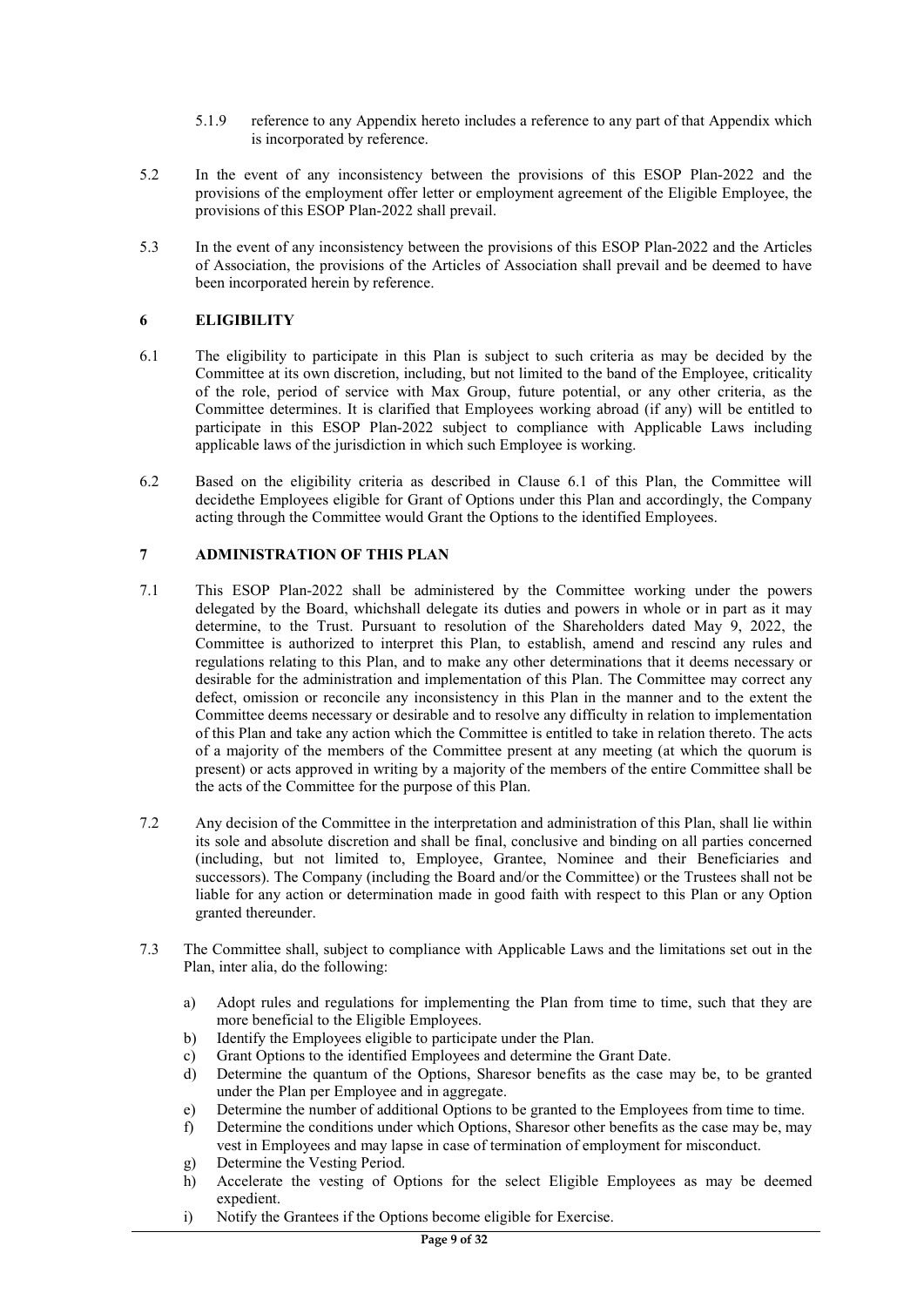5.1.9 reference to any Appendix hereto includes a reference to any part of that Appendix which is incorporated by reference.

5.2 In the event of any inconsistency between the provisions of this ESOP Plan-2022 and the provisions of the employment offer letter or employment agreement of the Eligible Employee, the provisions of this ESOP Plan-2022 shall prevail.

5.3 In the event of any inconsistency between the provisions of this ESOP Plan-2022 and the Articles of Association, the provisions of the Articles of Association shall prevail and be deemed to have been incorporated herein by reference.

## 6 ELIGIBILITY

6.1 The eligibility to participate in this Plan is subject to such criteria as may be decided by the Committee at its own discretion, including, but not limited to the band of the Employee, criticality of the role, period of service with Max Group, future potential, or any other criteria, as the Committee determines. It is clarified that Employees working abroad (if any) will be entitled to participate in this ESOP Plan-2022 subject to compliance with Applicable Laws including applicable laws of the jurisdiction in which such Employee is working.

6.2 Based on the eligibility criteria as described in Clause 6.1 of this Plan, the Committee will decidethe Employees eligible for Grant of Options under this Plan and accordingly, the Company acting through the Committee would Grant the Options to the identified Employees.

## 7 ADMINISTRATION OF THIS PLAN

7.1 This ESOP Plan-2022 shall be administered by the Committee working under the powers delegated by the Board, whichshall delegate its duties and powers in whole or in part as it may determine, to the Trust. Pursuant to resolution of the Shareholders dated May 9, 2022, the Committee is authorized to interpret this Plan, to establish, amend and rescind any rules and regulations relating to this Plan, and to make any other determinations that it deems necessary or desirable for the administration and implementation of this Plan. The Committee may correct any defect, omission or reconcile any inconsistency in this Plan in the manner and to the extent the Committee deems necessary or desirable and to resolve any difficulty in relation to implementation of this Plan and take any action which the Committee is entitled to take in relation thereto. The acts of a majority of the members of the Committee present at any meeting (at which the quorum is present) or acts approved in writing by a majority of the members of the entire Committee shall be the acts of the Committee for the purpose of this Plan.

7.2 Any decision of the Committee in the interpretation and administration of this Plan, shall lie within its sole and absolute discretion and shall be final, conclusive and binding on all parties concerned (including, but not limited to, Employee, Grantee, Nominee and their Beneficiaries and successors). The Company (including the Board and/or the Committee) or the Trustees shall not be liable for any action or determination made in good faith with respect to this Plan or any Option granted thereunder.

7.3 The Committee shall, subject to compliance with Applicable Laws and the limitations set out in the Plan, inter alia, do the following:

a) Adopt rules and regulations for implementing the Plan from time to time, such that they are more beneficial to the Eligible Employees.
b) Identify the Employees eligible to participate under the Plan.
c) Grant Options to the identified Employees and determine the Grant Date.
d) Determine the quantum of the Options, Sharesor benefits as the case may be, to be granted under the Plan per Employee and in aggregate.
e) Determine the number of additional Options to be granted to the Employees from time to time.
f) Determine the conditions under which Options, Sharesor other benefits as the case may be, may vest in Employees and may lapse in case of termination of employment for misconduct.
g) Determine the Vesting Period.
h) Accelerate the vesting of Options for the select Eligible Employees as may be deemed expedient.
i) Notify the Grantees if the Options become eligible for Exercise.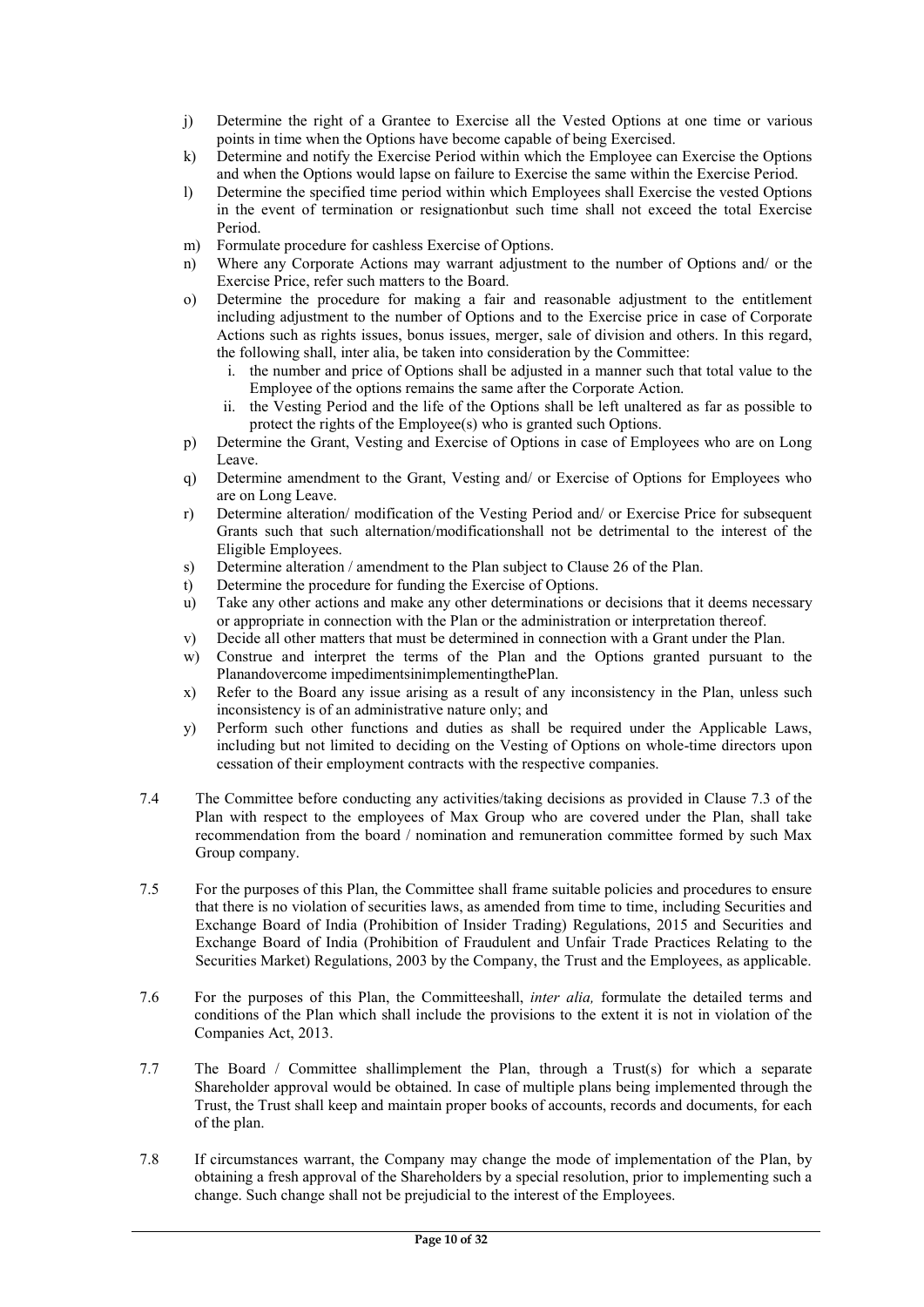j) Determine the right of a Grantee to Exercise all the Vested Options at one time or various points in time when the Options have become capable of being Exercised.
k) Determine and notify the Exercise Period within which the Employee can Exercise the Options and when the Options would lapse on failure to Exercise the same within the Exercise Period.
l) Determine the specified time period within which Employees shall Exercise the vested Options in the event of termination or resignationbut such time shall not exceed the total Exercise Period.
m) Formulate procedure for cashless Exercise of Options.
n) Where any Corporate Actions may warrant adjustment to the number of Options and/ or the Exercise Price, refer such matters to the Board.
o) Determine the procedure for making a fair and reasonable adjustment to the entitlement including adjustment to the number of Options and to the Exercise price in case of Corporate Actions such as rights issues, bonus issues, merger, sale of division and others. In this regard, the following shall, inter alia, be taken into consideration by the Committee:
   i. the number and price of Options shall be adjusted in a manner such that total value to the Employee of the options remains the same after the Corporate Action.
   ii. the Vesting Period and the life of the Options shall be left unaltered as far as possible to protect the rights of the Employee(s) who is granted such Options.
p) Determine the Grant, Vesting and Exercise of Options in case of Employees who are on Long Leave.
q) Determine amendment to the Grant, Vesting and/ or Exercise of Options for Employees who are on Long Leave.
r) Determine alteration/ modification of the Vesting Period and/ or Exercise Price for subsequent Grants such that such alternation/modificationshall not be detrimental to the interest of the Eligible Employees.
s) Determine alteration / amendment to the Plan subject to Clause 26 of the Plan.
t) Determine the procedure for funding the Exercise of Options.
u) Take any other actions and make any other determinations or decisions that it deems necessary or appropriate in connection with the Plan or the administration or interpretation thereof.
v) Decide all other matters that must be determined in connection with a Grant under the Plan.
w) Construe and interpret the terms of the Plan and the Options granted pursuant to the Planandovercome impedimentsinimplementingthePlan.
x) Refer to the Board any issue arising as a result of any inconsistency in the Plan, unless such inconsistency is of an administrative nature only; and
y) Perform such other functions and duties as shall be required under the Applicable Laws, including but not limited to deciding on the Vesting of Options on whole-time directors upon cessation of their employment contracts with the respective companies.

7.4 The Committee before conducting any activities/taking decisions as provided in Clause 7.3 of the Plan with respect to the employees of Max Group who are covered under the Plan, shall take recommendation from the board / nomination and remuneration committee formed by such Max Group company.

7.5 For the purposes of this Plan, the Committee shall frame suitable policies and procedures to ensure that there is no violation of securities laws, as amended from time to time, including Securities and Exchange Board of India (Prohibition of Insider Trading) Regulations, 2015 and Securities and Exchange Board of India (Prohibition of Fraudulent and Unfair Trade Practices Relating to the Securities Market) Regulations, 2003 by the Company, the Trust and the Employees, as applicable.

7.6 For the purposes of this Plan, the Committeeshall, *inter alia,* formulate the detailed terms and conditions of the Plan which shall include the provisions to the extent it is not in violation of the Companies Act, 2013.

7.7 The Board / Committee shallimplement the Plan, through a Trust(s) for which a separate Shareholder approval would be obtained. In case of multiple plans being implemented through the Trust, the Trust shall keep and maintain proper books of accounts, records and documents, for each of the plan.

7.8 If circumstances warrant, the Company may change the mode of implementation of the Plan, by obtaining a fresh approval of the Shareholders by a special resolution, prior to implementing such a change. Such change shall not be prejudicial to the interest of the Employees.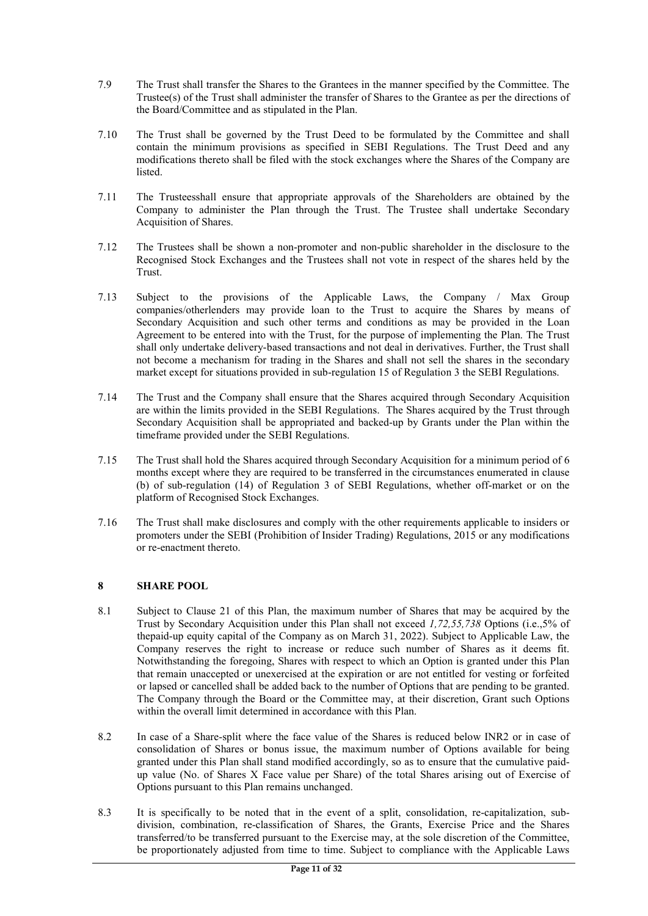7.9 The Trust shall transfer the Shares to the Grantees in the manner specified by the Committee. The Trustee(s) of the Trust shall administer the transfer of Shares to the Grantee as per the directions of the Board/Committee and as stipulated in the Plan.

7.10 The Trust shall be governed by the Trust Deed to be formulated by the Committee and shall contain the minimum provisions as specified in SEBI Regulations. The Trust Deed and any modifications thereto shall be filed with the stock exchanges where the Shares of the Company are listed.

7.11 The Trusteesshall ensure that appropriate approvals of the Shareholders are obtained by the Company to administer the Plan through the Trust. The Trustee shall undertake Secondary Acquisition of Shares.

7.12 The Trustees shall be shown a non-promoter and non-public shareholder in the disclosure to the Recognised Stock Exchanges and the Trustees shall not vote in respect of the shares held by the Trust.

7.13 Subject to the provisions of the Applicable Laws, the Company / Max Group companies/otherlenders may provide loan to the Trust to acquire the Shares by means of Secondary Acquisition and such other terms and conditions as may be provided in the Loan Agreement to be entered into with the Trust, for the purpose of implementing the Plan. The Trust shall only undertake delivery-based transactions and not deal in derivatives. Further, the Trust shall not become a mechanism for trading in the Shares and shall not sell the shares in the secondary market except for situations provided in sub-regulation 15 of Regulation 3 the SEBI Regulations.

7.14 The Trust and the Company shall ensure that the Shares acquired through Secondary Acquisition are within the limits provided in the SEBI Regulations. The Shares acquired by the Trust through Secondary Acquisition shall be appropriated and backed-up by Grants under the Plan within the timeframe provided under the SEBI Regulations.

7.15 The Trust shall hold the Shares acquired through Secondary Acquisition for a minimum period of 6 months except where they are required to be transferred in the circumstances enumerated in clause (b) of sub-regulation (14) of Regulation 3 of SEBI Regulations, whether off-market or on the platform of Recognised Stock Exchanges.

7.16 The Trust shall make disclosures and comply with the other requirements applicable to insiders or promoters under the SEBI (Prohibition of Insider Trading) Regulations, 2015 or any modifications or re-enactment thereto.

## 8 SHARE POOL

8.1 Subject to Clause 21 of this Plan, the maximum number of Shares that may be acquired by the Trust by Secondary Acquisition under this Plan shall not exceed *1,72,55,738* Options (i.e.,5% of thepaid-up equity capital of the Company as on March 31, 2022). Subject to Applicable Law, the Company reserves the right to increase or reduce such number of Shares as it deems fit. Notwithstanding the foregoing, Shares with respect to which an Option is granted under this Plan that remain unaccepted or unexercised at the expiration or are not entitled for vesting or forfeited or lapsed or cancelled shall be added back to the number of Options that are pending to be granted. The Company through the Board or the Committee may, at their discretion, Grant such Options within the overall limit determined in accordance with this Plan.

8.2 In case of a Share-split where the face value of the Shares is reduced below INR2 or in case of consolidation of Shares or bonus issue, the maximum number of Options available for being granted under this Plan shall stand modified accordingly, so as to ensure that the cumulative paid-up value (No. of Shares X Face value per Share) of the total Shares arising out of Exercise of Options pursuant to this Plan remains unchanged.

8.3 It is specifically to be noted that in the event of a split, consolidation, re-capitalization, sub-division, combination, re-classification of Shares, the Grants, Exercise Price and the Shares transferred/to be transferred pursuant to the Exercise may, at the sole discretion of the Committee, be proportionately adjusted from time to time. Subject to compliance with the Applicable Laws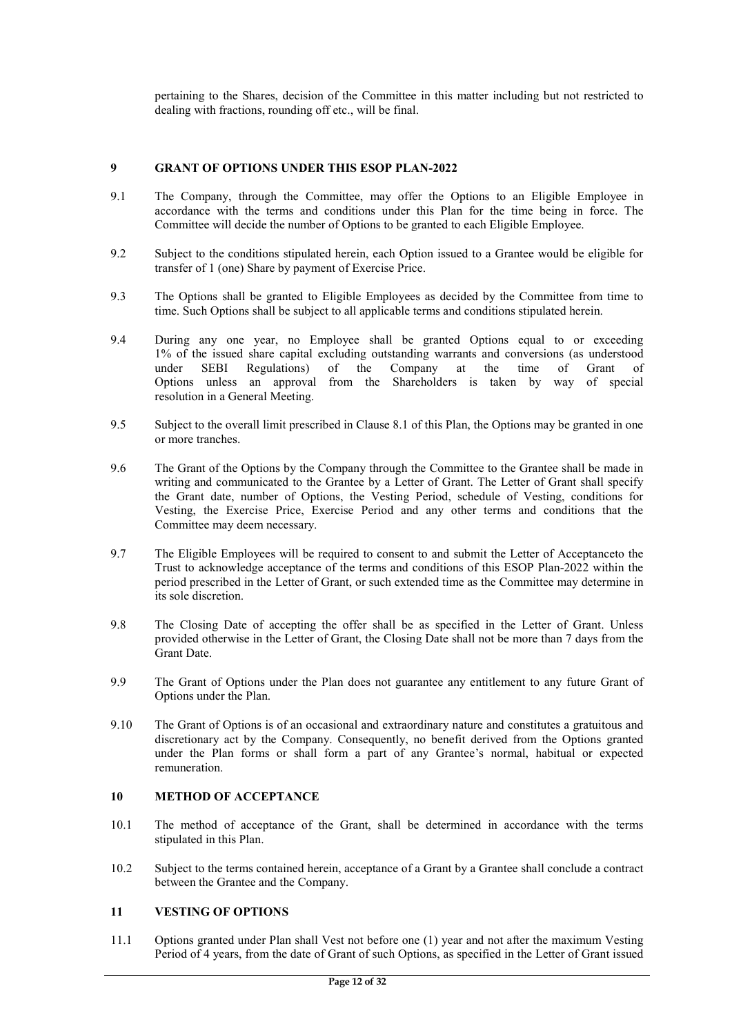pertaining to the Shares, decision of the Committee in this matter including but not restricted to dealing with fractions, rounding off etc., will be final.

## 9 GRANT OF OPTIONS UNDER THIS ESOP PLAN-2022

9.1 The Company, through the Committee, may offer the Options to an Eligible Employee in accordance with the terms and conditions under this Plan for the time being in force. The Committee will decide the number of Options to be granted to each Eligible Employee.

9.2 Subject to the conditions stipulated herein, each Option issued to a Grantee would be eligible for transfer of 1 (one) Share by payment of Exercise Price.

9.3 The Options shall be granted to Eligible Employees as decided by the Committee from time to time. Such Options shall be subject to all applicable terms and conditions stipulated herein.

9.4 During any one year, no Employee shall be granted Options equal to or exceeding 1% of the issued share capital excluding outstanding warrants and conversions (as understood under SEBI Regulations) of the Company at the time of Grant of Options unless an approval from the Shareholders is taken by way of special resolution in a General Meeting.

9.5 Subject to the overall limit prescribed in Clause 8.1 of this Plan, the Options may be granted in one or more tranches.

9.6 The Grant of the Options by the Company through the Committee to the Grantee shall be made in writing and communicated to the Grantee by a Letter of Grant. The Letter of Grant shall specify the Grant date, number of Options, the Vesting Period, schedule of Vesting, conditions for Vesting, the Exercise Price, Exercise Period and any other terms and conditions that the Committee may deem necessary.

9.7 The Eligible Employees will be required to consent to and submit the Letter of Acceptanceto the Trust to acknowledge acceptance of the terms and conditions of this ESOP Plan-2022 within the period prescribed in the Letter of Grant, or such extended time as the Committee may determine in its sole discretion.

9.8 The Closing Date of accepting the offer shall be as specified in the Letter of Grant. Unless provided otherwise in the Letter of Grant, the Closing Date shall not be more than 7 days from the Grant Date.

9.9 The Grant of Options under the Plan does not guarantee any entitlement to any future Grant of Options under the Plan.

9.10 The Grant of Options is of an occasional and extraordinary nature and constitutes a gratuitous and discretionary act by the Company. Consequently, no benefit derived from the Options granted under the Plan forms or shall form a part of any Grantee's normal, habitual or expected remuneration.

## 10 METHOD OF ACCEPTANCE

10.1 The method of acceptance of the Grant, shall be determined in accordance with the terms stipulated in this Plan.

10.2 Subject to the terms contained herein, acceptance of a Grant by a Grantee shall conclude a contract between the Grantee and the Company.

## 11 VESTING OF OPTIONS

11.1 Options granted under Plan shall Vest not before one (1) year and not after the maximum Vesting Period of 4 years, from the date of Grant of such Options, as specified in the Letter of Grant issued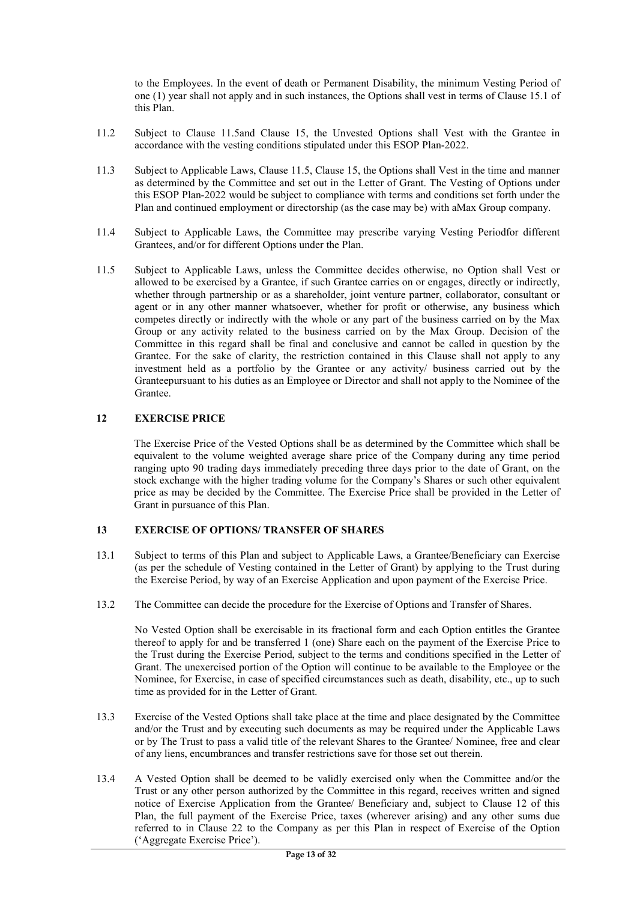to the Employees. In the event of death or Permanent Disability, the minimum Vesting Period of one (1) year shall not apply and in such instances, the Options shall vest in terms of Clause 15.1 of this Plan.

11.2 Subject to Clause 11.5and Clause 15, the Unvested Options shall Vest with the Grantee in accordance with the vesting conditions stipulated under this ESOP Plan-2022.

11.3 Subject to Applicable Laws, Clause 11.5, Clause 15, the Options shall Vest in the time and manner as determined by the Committee and set out in the Letter of Grant. The Vesting of Options under this ESOP Plan-2022 would be subject to compliance with terms and conditions set forth under the Plan and continued employment or directorship (as the case may be) with aMax Group company.

11.4 Subject to Applicable Laws, the Committee may prescribe varying Vesting Periodfor different Grantees, and/or for different Options under the Plan.

11.5 Subject to Applicable Laws, unless the Committee decides otherwise, no Option shall Vest or allowed to be exercised by a Grantee, if such Grantee carries on or engages, directly or indirectly, whether through partnership or as a shareholder, joint venture partner, collaborator, consultant or agent or in any other manner whatsoever, whether for profit or otherwise, any business which competes directly or indirectly with the whole or any part of the business carried on by the Max Group or any activity related to the business carried on by the Max Group. Decision of the Committee in this regard shall be final and conclusive and cannot be called in question by the Grantee. For the sake of clarity, the restriction contained in this Clause shall not apply to any investment held as a portfolio by the Grantee or any activity/ business carried out by the Granteepursuant to his duties as an Employee or Director and shall not apply to the Nominee of the Grantee.

## 12 EXERCISE PRICE

The Exercise Price of the Vested Options shall be as determined by the Committee which shall be equivalent to the volume weighted average share price of the Company during any time period ranging upto 90 trading days immediately preceding three days prior to the date of Grant, on the stock exchange with the higher trading volume for the Company's Shares or such other equivalent price as may be decided by the Committee. The Exercise Price shall be provided in the Letter of Grant in pursuance of this Plan.

## 13 EXERCISE OF OPTIONS/ TRANSFER OF SHARES

13.1 Subject to terms of this Plan and subject to Applicable Laws, a Grantee/Beneficiary can Exercise (as per the schedule of Vesting contained in the Letter of Grant) by applying to the Trust during the Exercise Period, by way of an Exercise Application and upon payment of the Exercise Price.

13.2 The Committee can decide the procedure for the Exercise of Options and Transfer of Shares.

No Vested Option shall be exercisable in its fractional form and each Option entitles the Grantee thereof to apply for and be transferred 1 (one) Share each on the payment of the Exercise Price to the Trust during the Exercise Period, subject to the terms and conditions specified in the Letter of Grant. The unexercised portion of the Option will continue to be available to the Employee or the Nominee, for Exercise, in case of specified circumstances such as death, disability, etc., up to such time as provided for in the Letter of Grant.

13.3 Exercise of the Vested Options shall take place at the time and place designated by the Committee and/or the Trust and by executing such documents as may be required under the Applicable Laws or by The Trust to pass a valid title of the relevant Shares to the Grantee/ Nominee, free and clear of any liens, encumbrances and transfer restrictions save for those set out therein.

13.4 A Vested Option shall be deemed to be validly exercised only when the Committee and/or the Trust or any other person authorized by the Committee in this regard, receives written and signed notice of Exercise Application from the Grantee/ Beneficiary and, subject to Clause 12 of this Plan, the full payment of the Exercise Price, taxes (wherever arising) and any other sums due referred to in Clause 22 to the Company as per this Plan in respect of Exercise of the Option ('Aggregate Exercise Price').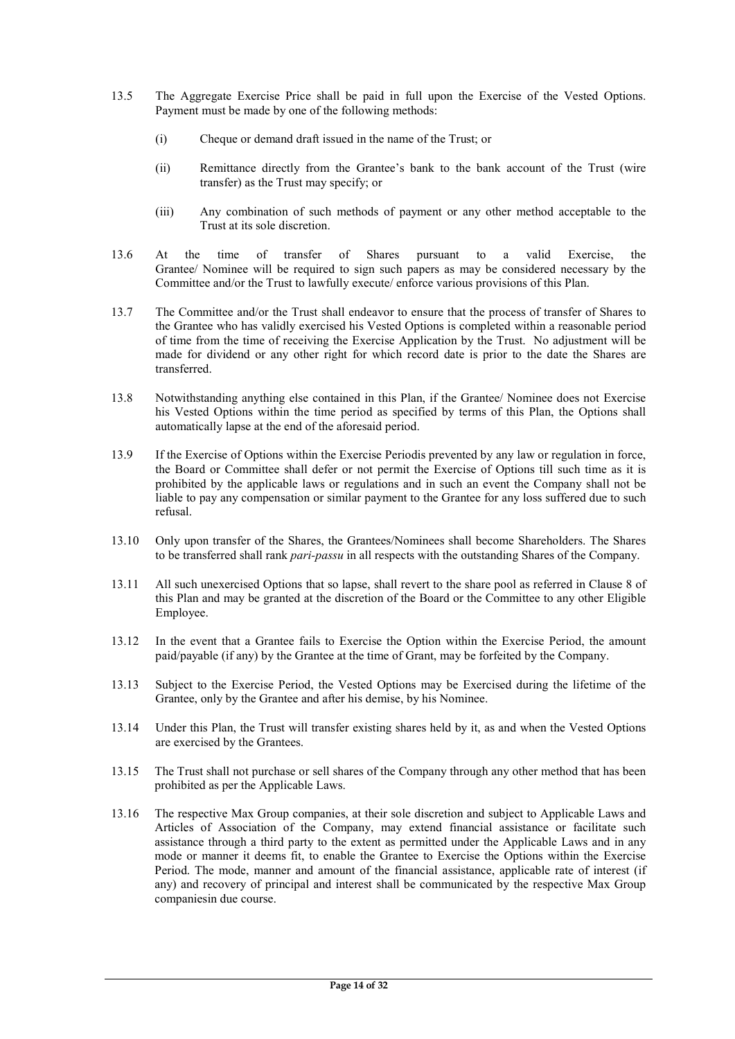13.5 The Aggregate Exercise Price shall be paid in full upon the Exercise of the Vested Options. Payment must be made by one of the following methods:

   (i) Cheque or demand draft issued in the name of the Trust; or

   (ii) Remittance directly from the Grantee's bank to the bank account of the Trust (wire transfer) as the Trust may specify; or

   (iii) Any combination of such methods of payment or any other method acceptable to the Trust at its sole discretion.

13.6 At the time of transfer of Shares pursuant to a valid Exercise, the Grantee/ Nominee will be required to sign such papers as may be considered necessary by the Committee and/or the Trust to lawfully execute/ enforce various provisions of this Plan.

13.7 The Committee and/or the Trust shall endeavor to ensure that the process of transfer of Shares to the Grantee who has validly exercised his Vested Options is completed within a reasonable period of time from the time of receiving the Exercise Application by the Trust. No adjustment will be made for dividend or any other right for which record date is prior to the date the Shares are transferred.

13.8 Notwithstanding anything else contained in this Plan, if the Grantee/ Nominee does not Exercise his Vested Options within the time period as specified by terms of this Plan, the Options shall automatically lapse at the end of the aforesaid period.

13.9 If the Exercise of Options within the Exercise Periodis prevented by any law or regulation in force, the Board or Committee shall defer or not permit the Exercise of Options till such time as it is prohibited by the applicable laws or regulations and in such an event the Company shall not be liable to pay any compensation or similar payment to the Grantee for any loss suffered due to such refusal.

13.10 Only upon transfer of the Shares, the Grantees/Nominees shall become Shareholders. The Shares to be transferred shall rank *pari-passu* in all respects with the outstanding Shares of the Company.

13.11 All such unexercised Options that so lapse, shall revert to the share pool as referred in Clause 8 of this Plan and may be granted at the discretion of the Board or the Committee to any other Eligible Employee.

13.12 In the event that a Grantee fails to Exercise the Option within the Exercise Period, the amount paid/payable (if any) by the Grantee at the time of Grant, may be forfeited by the Company.

13.13 Subject to the Exercise Period, the Vested Options may be Exercised during the lifetime of the Grantee, only by the Grantee and after his demise, by his Nominee.

13.14 Under this Plan, the Trust will transfer existing shares held by it, as and when the Vested Options are exercised by the Grantees.

13.15 The Trust shall not purchase or sell shares of the Company through any other method that has been prohibited as per the Applicable Laws.

13.16 The respective Max Group companies, at their sole discretion and subject to Applicable Laws and Articles of Association of the Company, may extend financial assistance or facilitate such assistance through a third party to the extent as permitted under the Applicable Laws and in any mode or manner it deems fit, to enable the Grantee to Exercise the Options within the Exercise Period. The mode, manner and amount of the financial assistance, applicable rate of interest (if any) and recovery of principal and interest shall be communicated by the respective Max Group companiesin due course.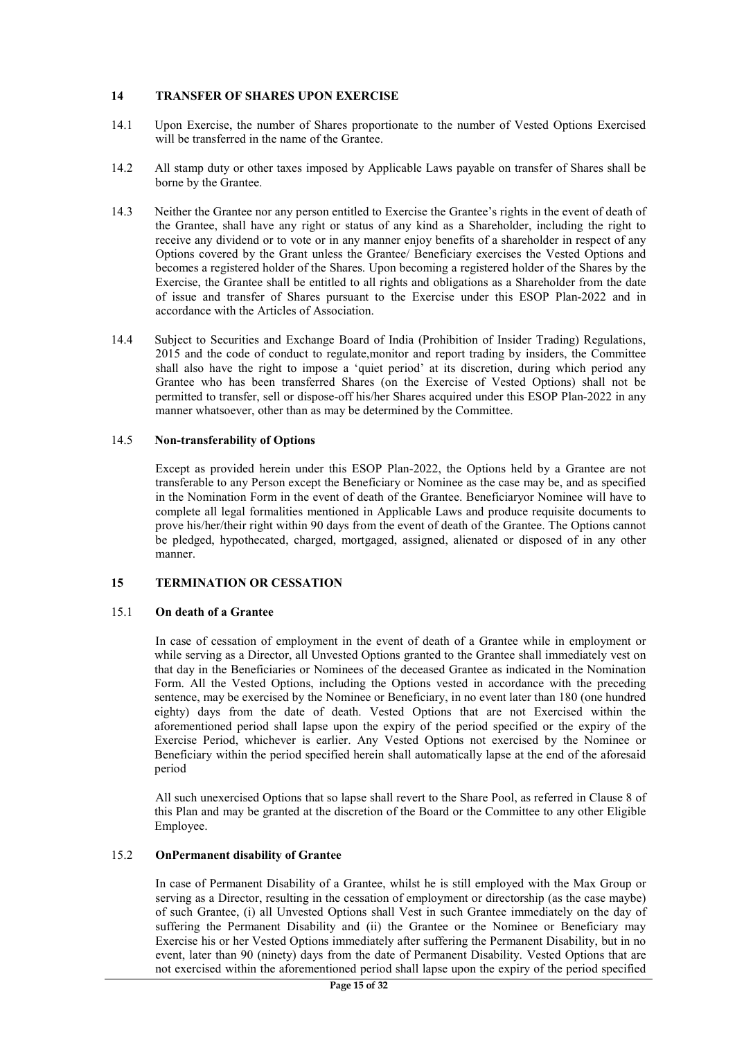## 14 TRANSFER OF SHARES UPON EXERCISE

14.1 Upon Exercise, the number of Shares proportionate to the number of Vested Options Exercised will be transferred in the name of the Grantee.

14.2 All stamp duty or other taxes imposed by Applicable Laws payable on transfer of Shares shall be borne by the Grantee.

14.3 Neither the Grantee nor any person entitled to Exercise the Grantee's rights in the event of death of the Grantee, shall have any right or status of any kind as a Shareholder, including the right to receive any dividend or to vote or in any manner enjoy benefits of a shareholder in respect of any Options covered by the Grant unless the Grantee/ Beneficiary exercises the Vested Options and becomes a registered holder of the Shares. Upon becoming a registered holder of the Shares by the Exercise, the Grantee shall be entitled to all rights and obligations as a Shareholder from the date of issue and transfer of Shares pursuant to the Exercise under this ESOP Plan-2022 and in accordance with the Articles of Association.

14.4 Subject to Securities and Exchange Board of India (Prohibition of Insider Trading) Regulations, 2015 and the code of conduct to regulate,monitor and report trading by insiders, the Committee shall also have the right to impose a 'quiet period' at its discretion, during which period any Grantee who has been transferred Shares (on the Exercise of Vested Options) shall not be permitted to transfer, sell or dispose-off his/her Shares acquired under this ESOP Plan-2022 in any manner whatsoever, other than as may be determined by the Committee.

### 14.5 Non-transferability of Options

Except as provided herein under this ESOP Plan-2022, the Options held by a Grantee are not transferable to any Person except the Beneficiary or Nominee as the case may be, and as specified in the Nomination Form in the event of death of the Grantee. Beneficiaryor Nominee will have to complete all legal formalities mentioned in Applicable Laws and produce requisite documents to prove his/her/their right within 90 days from the event of death of the Grantee. The Options cannot be pledged, hypothecated, charged, mortgaged, assigned, alienated or disposed of in any other manner.

## 15 TERMINATION OR CESSATION

### 15.1 On death of a Grantee

In case of cessation of employment in the event of death of a Grantee while in employment or while serving as a Director, all Unvested Options granted to the Grantee shall immediately vest on that day in the Beneficiaries or Nominees of the deceased Grantee as indicated in the Nomination Form. All the Vested Options, including the Options vested in accordance with the preceding sentence, may be exercised by the Nominee or Beneficiary, in no event later than 180 (one hundred eighty) days from the date of death. Vested Options that are not Exercised within the aforementioned period shall lapse upon the expiry of the period specified or the expiry of the Exercise Period, whichever is earlier. Any Vested Options not exercised by the Nominee or Beneficiary within the period specified herein shall automatically lapse at the end of the aforesaid period

All such unexercised Options that so lapse shall revert to the Share Pool, as referred in Clause 8 of this Plan and may be granted at the discretion of the Board or the Committee to any other Eligible Employee.

### 15.2 OnPermanent disability of Grantee

In case of Permanent Disability of a Grantee, whilst he is still employed with the Max Group or serving as a Director, resulting in the cessation of employment or directorship (as the case maybe) of such Grantee, (i) all Unvested Options shall Vest in such Grantee immediately on the day of suffering the Permanent Disability and (ii) the Grantee or the Nominee or Beneficiary may Exercise his or her Vested Options immediately after suffering the Permanent Disability, but in no event, later than 90 (ninety) days from the date of Permanent Disability. Vested Options that are not exercised within the aforementioned period shall lapse upon the expiry of the period specified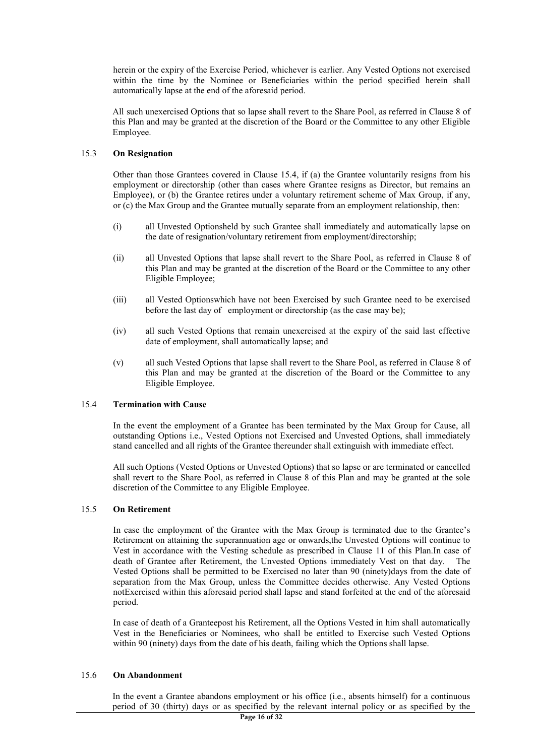herein or the expiry of the Exercise Period, whichever is earlier. Any Vested Options not exercised within the time by the Nominee or Beneficiaries within the period specified herein shall automatically lapse at the end of the aforesaid period.

All such unexercised Options that so lapse shall revert to the Share Pool, as referred in Clause 8 of this Plan and may be granted at the discretion of the Board or the Committee to any other Eligible Employee.

### 15.3 On Resignation

Other than those Grantees covered in Clause 15.4, if (a) the Grantee voluntarily resigns from his employment or directorship (other than cases where Grantee resigns as Director, but remains an Employee), or (b) the Grantee retires under a voluntary retirement scheme of Max Group, if any, or (c) the Max Group and the Grantee mutually separate from an employment relationship, then:

(i) all Unvested Optionsheld by such Grantee shall immediately and automatically lapse on the date of resignation/voluntary retirement from employment/directorship;

(ii) all Unvested Options that lapse shall revert to the Share Pool, as referred in Clause 8 of this Plan and may be granted at the discretion of the Board or the Committee to any other Eligible Employee;

(iii) all Vested Optionswhich have not been Exercised by such Grantee need to be exercised before the last day of employment or directorship (as the case may be);

(iv) all such Vested Options that remain unexercised at the expiry of the said last effective date of employment, shall automatically lapse; and

(v) all such Vested Options that lapse shall revert to the Share Pool, as referred in Clause 8 of this Plan and may be granted at the discretion of the Board or the Committee to any Eligible Employee.

### 15.4 Termination with Cause

In the event the employment of a Grantee has been terminated by the Max Group for Cause, all outstanding Options i.e., Vested Options not Exercised and Unvested Options, shall immediately stand cancelled and all rights of the Grantee thereunder shall extinguish with immediate effect.

All such Options (Vested Options or Unvested Options) that so lapse or are terminated or cancelled shall revert to the Share Pool, as referred in Clause 8 of this Plan and may be granted at the sole discretion of the Committee to any Eligible Employee.

### 15.5 On Retirement

In case the employment of the Grantee with the Max Group is terminated due to the Grantee's Retirement on attaining the superannuation age or onwards,the Unvested Options will continue to Vest in accordance with the Vesting schedule as prescribed in Clause 11 of this Plan.In case of death of Grantee after Retirement, the Unvested Options immediately Vest on that day. The Vested Options shall be permitted to be Exercised no later than 90 (ninety)days from the date of separation from the Max Group, unless the Committee decides otherwise. Any Vested Options notExercised within this aforesaid period shall lapse and stand forfeited at the end of the aforesaid period.

In case of death of a Granteepost his Retirement, all the Options Vested in him shall automatically Vest in the Beneficiaries or Nominees, who shall be entitled to Exercise such Vested Options within 90 (ninety) days from the date of his death, failing which the Options shall lapse.

### 15.6 On Abandonment

In the event a Grantee abandons employment or his office (i.e., absents himself) for a continuous period of 30 (thirty) days or as specified by the relevant internal policy or as specified by the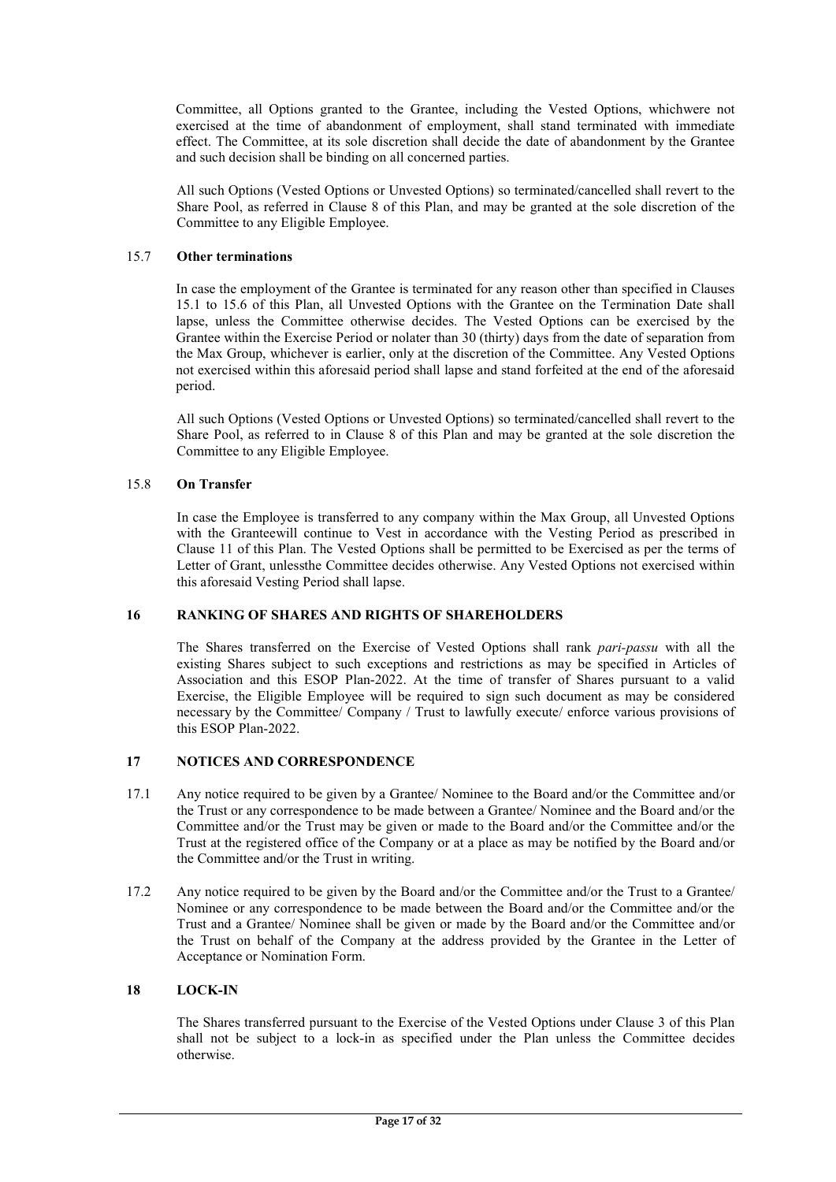Committee, all Options granted to the Grantee, including the Vested Options, whichwere not exercised at the time of abandonment of employment, shall stand terminated with immediate effect. The Committee, at its sole discretion shall decide the date of abandonment by the Grantee and such decision shall be binding on all concerned parties.

All such Options (Vested Options or Unvested Options) so terminated/cancelled shall revert to the Share Pool, as referred in Clause 8 of this Plan, and may be granted at the sole discretion of the Committee to any Eligible Employee.

### 15.7 Other terminations

In case the employment of the Grantee is terminated for any reason other than specified in Clauses 15.1 to 15.6 of this Plan, all Unvested Options with the Grantee on the Termination Date shall lapse, unless the Committee otherwise decides. The Vested Options can be exercised by the Grantee within the Exercise Period or nolater than 30 (thirty) days from the date of separation from the Max Group, whichever is earlier, only at the discretion of the Committee. Any Vested Options not exercised within this aforesaid period shall lapse and stand forfeited at the end of the aforesaid period.

All such Options (Vested Options or Unvested Options) so terminated/cancelled shall revert to the Share Pool, as referred to in Clause 8 of this Plan and may be granted at the sole discretion the Committee to any Eligible Employee.

### 15.8 On Transfer

In case the Employee is transferred to any company within the Max Group, all Unvested Options with the Granteewill continue to Vest in accordance with the Vesting Period as prescribed in Clause 11 of this Plan. The Vested Options shall be permitted to be Exercised as per the terms of Letter of Grant, unlessthe Committee decides otherwise. Any Vested Options not exercised within this aforesaid Vesting Period shall lapse.

## 16 RANKING OF SHARES AND RIGHTS OF SHAREHOLDERS

The Shares transferred on the Exercise of Vested Options shall rank *pari-passu* with all the existing Shares subject to such exceptions and restrictions as may be specified in Articles of Association and this ESOP Plan-2022. At the time of transfer of Shares pursuant to a valid Exercise, the Eligible Employee will be required to sign such document as may be considered necessary by the Committee/ Company / Trust to lawfully execute/ enforce various provisions of this ESOP Plan-2022.

## 17 NOTICES AND CORRESPONDENCE

17.1 Any notice required to be given by a Grantee/ Nominee to the Board and/or the Committee and/or the Trust or any correspondence to be made between a Grantee/ Nominee and the Board and/or the Committee and/or the Trust may be given or made to the Board and/or the Committee and/or the Trust at the registered office of the Company or at a place as may be notified by the Board and/or the Committee and/or the Trust in writing.

17.2 Any notice required to be given by the Board and/or the Committee and/or the Trust to a Grantee/ Nominee or any correspondence to be made between the Board and/or the Committee and/or the Trust and a Grantee/ Nominee shall be given or made by the Board and/or the Committee and/or the Trust on behalf of the Company at the address provided by the Grantee in the Letter of Acceptance or Nomination Form.

## 18 LOCK-IN

The Shares transferred pursuant to the Exercise of the Vested Options under Clause 3 of this Plan shall not be subject to a lock-in as specified under the Plan unless the Committee decides otherwise.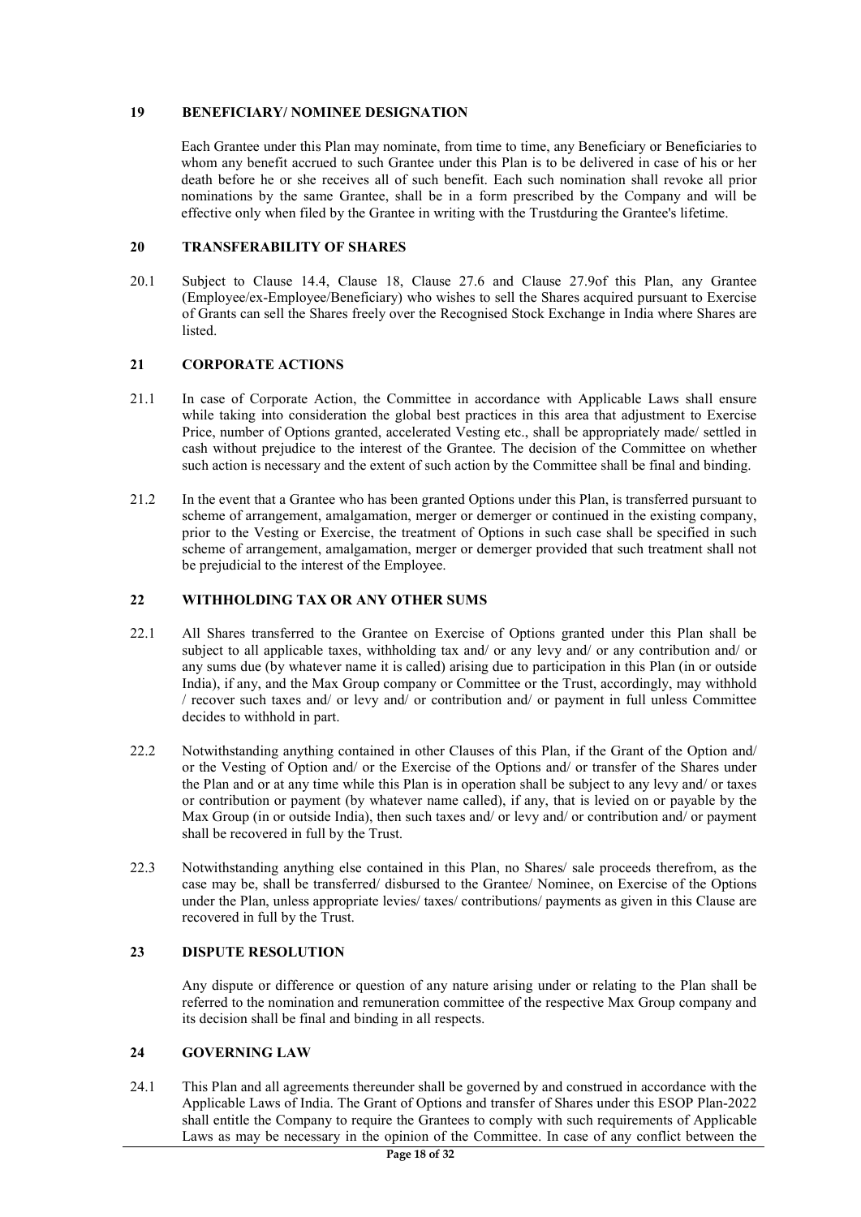## 19 BENEFICIARY/ NOMINEE DESIGNATION

Each Grantee under this Plan may nominate, from time to time, any Beneficiary or Beneficiaries to whom any benefit accrued to such Grantee under this Plan is to be delivered in case of his or her death before he or she receives all of such benefit. Each such nomination shall revoke all prior nominations by the same Grantee, shall be in a form prescribed by the Company and will be effective only when filed by the Grantee in writing with the Trustduring the Grantee's lifetime.

## 20 TRANSFERABILITY OF SHARES

20.1 Subject to Clause 14.4, Clause 18, Clause 27.6 and Clause 27.9of this Plan, any Grantee (Employee/ex-Employee/Beneficiary) who wishes to sell the Shares acquired pursuant to Exercise of Grants can sell the Shares freely over the Recognised Stock Exchange in India where Shares are listed.

## 21 CORPORATE ACTIONS

21.1 In case of Corporate Action, the Committee in accordance with Applicable Laws shall ensure while taking into consideration the global best practices in this area that adjustment to Exercise Price, number of Options granted, accelerated Vesting etc., shall be appropriately made/ settled in cash without prejudice to the interest of the Grantee. The decision of the Committee on whether such action is necessary and the extent of such action by the Committee shall be final and binding.

21.2 In the event that a Grantee who has been granted Options under this Plan, is transferred pursuant to scheme of arrangement, amalgamation, merger or demerger or continued in the existing company, prior to the Vesting or Exercise, the treatment of Options in such case shall be specified in such scheme of arrangement, amalgamation, merger or demerger provided that such treatment shall not be prejudicial to the interest of the Employee.

## 22 WITHHOLDING TAX OR ANY OTHER SUMS

22.1 All Shares transferred to the Grantee on Exercise of Options granted under this Plan shall be subject to all applicable taxes, withholding tax and/ or any levy and/ or any contribution and/ or any sums due (by whatever name it is called) arising due to participation in this Plan (in or outside India), if any, and the Max Group company or Committee or the Trust, accordingly, may withhold / recover such taxes and/ or levy and/ or contribution and/ or payment in full unless Committee decides to withhold in part.

22.2 Notwithstanding anything contained in other Clauses of this Plan, if the Grant of the Option and/ or the Vesting of Option and/ or the Exercise of the Options and/ or transfer of the Shares under the Plan and or at any time while this Plan is in operation shall be subject to any levy and/ or taxes or contribution or payment (by whatever name called), if any, that is levied on or payable by the Max Group (in or outside India), then such taxes and/ or levy and/ or contribution and/ or payment shall be recovered in full by the Trust.

22.3 Notwithstanding anything else contained in this Plan, no Shares/ sale proceeds therefrom, as the case may be, shall be transferred/ disbursed to the Grantee/ Nominee, on Exercise of the Options under the Plan, unless appropriate levies/ taxes/ contributions/ payments as given in this Clause are recovered in full by the Trust.

## 23 DISPUTE RESOLUTION

Any dispute or difference or question of any nature arising under or relating to the Plan shall be referred to the nomination and remuneration committee of the respective Max Group company and its decision shall be final and binding in all respects.

## 24 GOVERNING LAW

24.1 This Plan and all agreements thereunder shall be governed by and construed in accordance with the Applicable Laws of India. The Grant of Options and transfer of Shares under this ESOP Plan-2022 shall entitle the Company to require the Grantees to comply with such requirements of Applicable Laws as may be necessary in the opinion of the Committee. In case of any conflict between the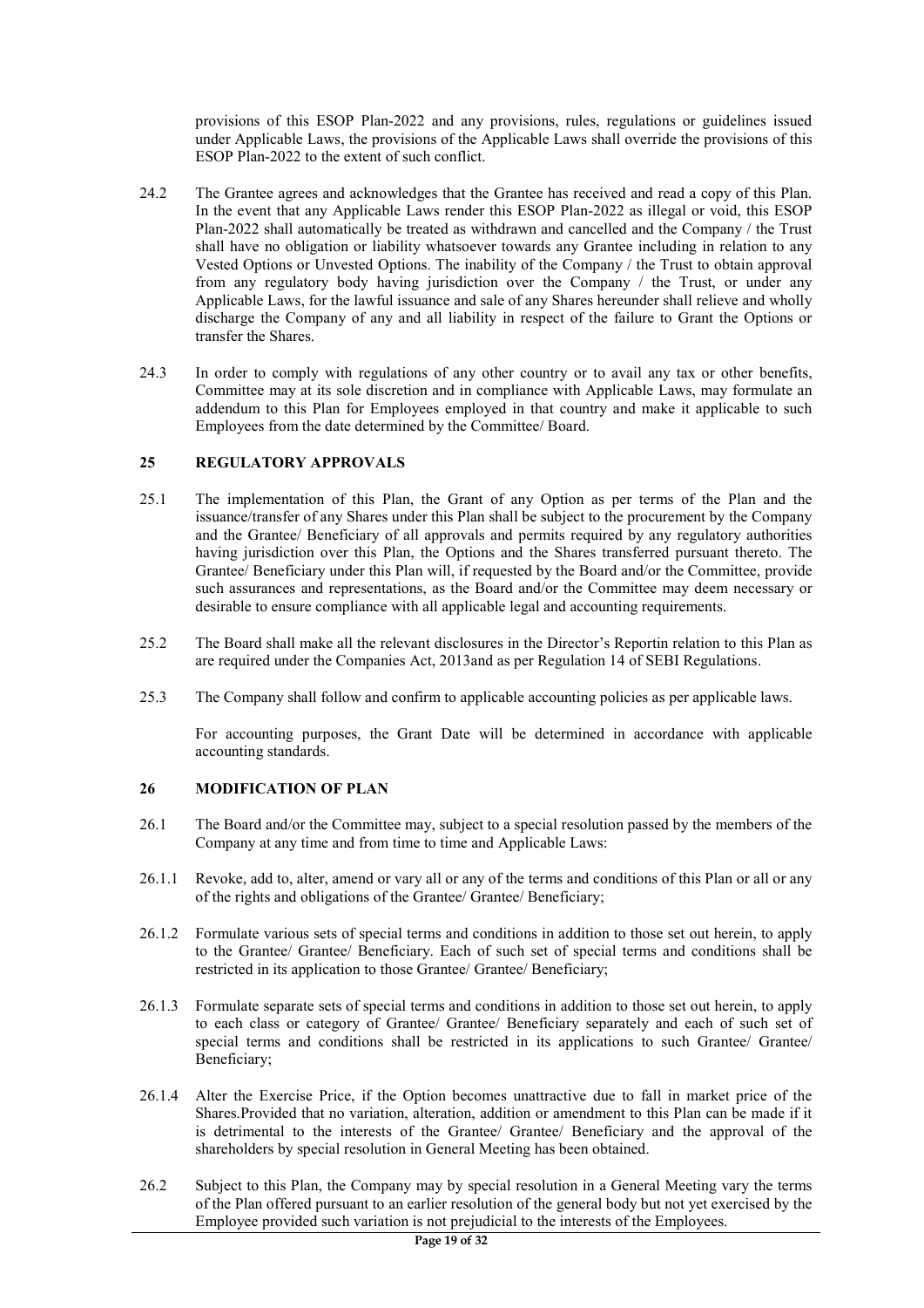provisions of this ESOP Plan-2022 and any provisions, rules, regulations or guidelines issued under Applicable Laws, the provisions of the Applicable Laws shall override the provisions of this ESOP Plan-2022 to the extent of such conflict.

24.2 The Grantee agrees and acknowledges that the Grantee has received and read a copy of this Plan. In the event that any Applicable Laws render this ESOP Plan-2022 as illegal or void, this ESOP Plan-2022 shall automatically be treated as withdrawn and cancelled and the Company / the Trust shall have no obligation or liability whatsoever towards any Grantee including in relation to any Vested Options or Unvested Options. The inability of the Company / the Trust to obtain approval from any regulatory body having jurisdiction over the Company / the Trust, or under any Applicable Laws, for the lawful issuance and sale of any Shares hereunder shall relieve and wholly discharge the Company of any and all liability in respect of the failure to Grant the Options or transfer the Shares.

24.3 In order to comply with regulations of any other country or to avail any tax or other benefits, Committee may at its sole discretion and in compliance with Applicable Laws, may formulate an addendum to this Plan for Employees employed in that country and make it applicable to such Employees from the date determined by the Committee/ Board.

## 25 REGULATORY APPROVALS

25.1 The implementation of this Plan, the Grant of any Option as per terms of the Plan and the issuance/transfer of any Shares under this Plan shall be subject to the procurement by the Company and the Grantee/ Beneficiary of all approvals and permits required by any regulatory authorities having jurisdiction over this Plan, the Options and the Shares transferred pursuant thereto. The Grantee/ Beneficiary under this Plan will, if requested by the Board and/or the Committee, provide such assurances and representations, as the Board and/or the Committee may deem necessary or desirable to ensure compliance with all applicable legal and accounting requirements.

25.2 The Board shall make all the relevant disclosures in the Director's Reportin relation to this Plan as are required under the Companies Act, 2013and as per Regulation 14 of SEBI Regulations.

25.3 The Company shall follow and confirm to applicable accounting policies as per applicable laws.

For accounting purposes, the Grant Date will be determined in accordance with applicable accounting standards.

## 26 MODIFICATION OF PLAN

26.1 The Board and/or the Committee may, subject to a special resolution passed by the members of the Company at any time and from time to time and Applicable Laws:

26.1.1 Revoke, add to, alter, amend or vary all or any of the terms and conditions of this Plan or all or any of the rights and obligations of the Grantee/ Grantee/ Beneficiary;

26.1.2 Formulate various sets of special terms and conditions in addition to those set out herein, to apply to the Grantee/ Grantee/ Beneficiary. Each of such set of special terms and conditions shall be restricted in its application to those Grantee/ Grantee/ Beneficiary;

26.1.3 Formulate separate sets of special terms and conditions in addition to those set out herein, to apply to each class or category of Grantee/ Grantee/ Beneficiary separately and each of such set of special terms and conditions shall be restricted in its applications to such Grantee/ Grantee/ Beneficiary;

26.1.4 Alter the Exercise Price, if the Option becomes unattractive due to fall in market price of the Shares.Provided that no variation, alteration, addition or amendment to this Plan can be made if it is detrimental to the interests of the Grantee/ Grantee/ Beneficiary and the approval of the shareholders by special resolution in General Meeting has been obtained.

26.2 Subject to this Plan, the Company may by special resolution in a General Meeting vary the terms of the Plan offered pursuant to an earlier resolution of the general body but not yet exercised by the Employee provided such variation is not prejudicial to the interests of the Employees.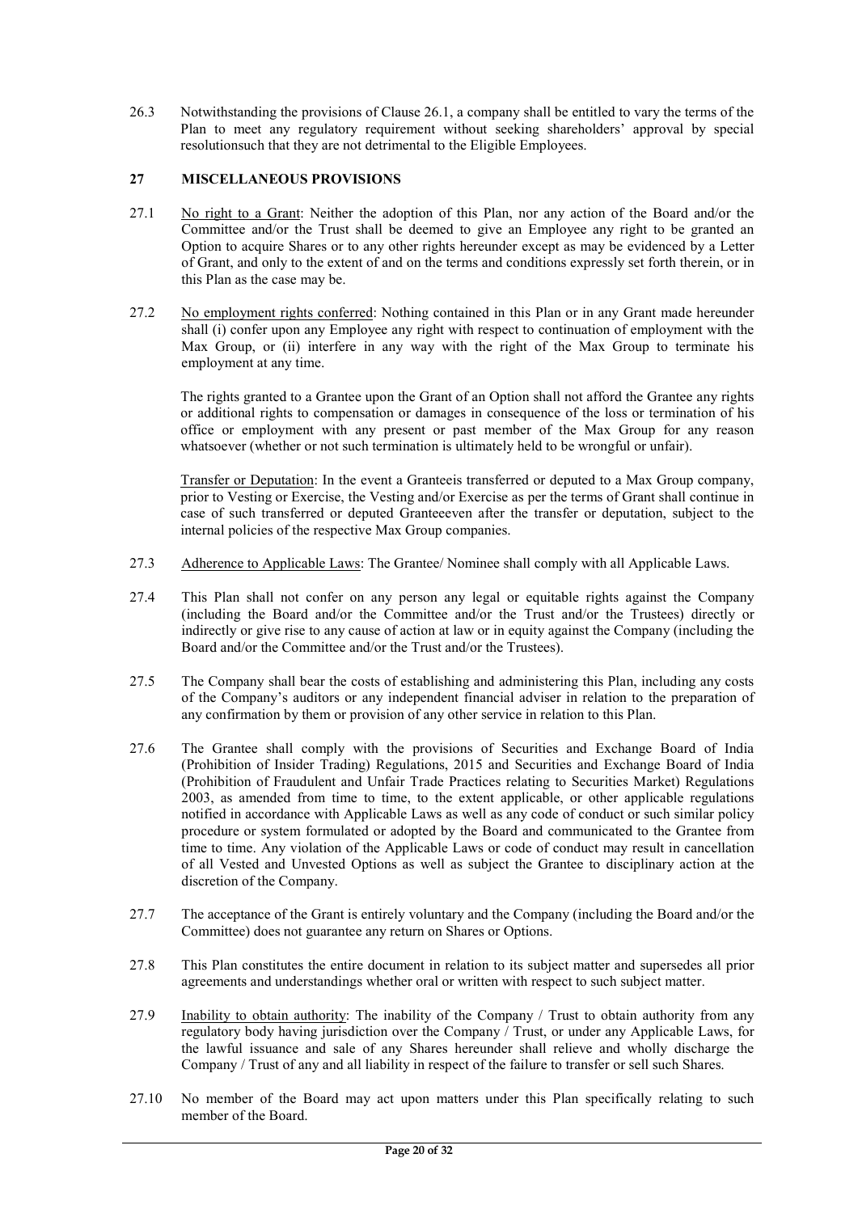26.3 Notwithstanding the provisions of Clause 26.1, a company shall be entitled to vary the terms of the Plan to meet any regulatory requirement without seeking shareholders' approval by special resolutionsuch that they are not detrimental to the Eligible Employees.

## 27 MISCELLANEOUS PROVISIONS

27.1 No right to a Grant: Neither the adoption of this Plan, nor any action of the Board and/or the Committee and/or the Trust shall be deemed to give an Employee any right to be granted an Option to acquire Shares or to any other rights hereunder except as may be evidenced by a Letter of Grant, and only to the extent of and on the terms and conditions expressly set forth therein, or in this Plan as the case may be.

27.2 No employment rights conferred: Nothing contained in this Plan or in any Grant made hereunder shall (i) confer upon any Employee any right with respect to continuation of employment with the Max Group, or (ii) interfere in any way with the right of the Max Group to terminate his employment at any time.

The rights granted to a Grantee upon the Grant of an Option shall not afford the Grantee any rights or additional rights to compensation or damages in consequence of the loss or termination of his office or employment with any present or past member of the Max Group for any reason whatsoever (whether or not such termination is ultimately held to be wrongful or unfair).

Transfer or Deputation: In the event a Granteeis transferred or deputed to a Max Group company, prior to Vesting or Exercise, the Vesting and/or Exercise as per the terms of Grant shall continue in case of such transferred or deputed Granteeeven after the transfer or deputation, subject to the internal policies of the respective Max Group companies.

27.3 Adherence to Applicable Laws: The Grantee/ Nominee shall comply with all Applicable Laws.

27.4 This Plan shall not confer on any person any legal or equitable rights against the Company (including the Board and/or the Committee and/or the Trust and/or the Trustees) directly or indirectly or give rise to any cause of action at law or in equity against the Company (including the Board and/or the Committee and/or the Trust and/or the Trustees).

27.5 The Company shall bear the costs of establishing and administering this Plan, including any costs of the Company's auditors or any independent financial adviser in relation to the preparation of any confirmation by them or provision of any other service in relation to this Plan.

27.6 The Grantee shall comply with the provisions of Securities and Exchange Board of India (Prohibition of Insider Trading) Regulations, 2015 and Securities and Exchange Board of India (Prohibition of Fraudulent and Unfair Trade Practices relating to Securities Market) Regulations 2003, as amended from time to time, to the extent applicable, or other applicable regulations notified in accordance with Applicable Laws as well as any code of conduct or such similar policy procedure or system formulated or adopted by the Board and communicated to the Grantee from time to time. Any violation of the Applicable Laws or code of conduct may result in cancellation of all Vested and Unvested Options as well as subject the Grantee to disciplinary action at the discretion of the Company.

27.7 The acceptance of the Grant is entirely voluntary and the Company (including the Board and/or the Committee) does not guarantee any return on Shares or Options.

27.8 This Plan constitutes the entire document in relation to its subject matter and supersedes all prior agreements and understandings whether oral or written with respect to such subject matter.

27.9 Inability to obtain authority: The inability of the Company / Trust to obtain authority from any regulatory body having jurisdiction over the Company / Trust, or under any Applicable Laws, for the lawful issuance and sale of any Shares hereunder shall relieve and wholly discharge the Company / Trust of any and all liability in respect of the failure to transfer or sell such Shares.

27.10 No member of the Board may act upon matters under this Plan specifically relating to such member of the Board.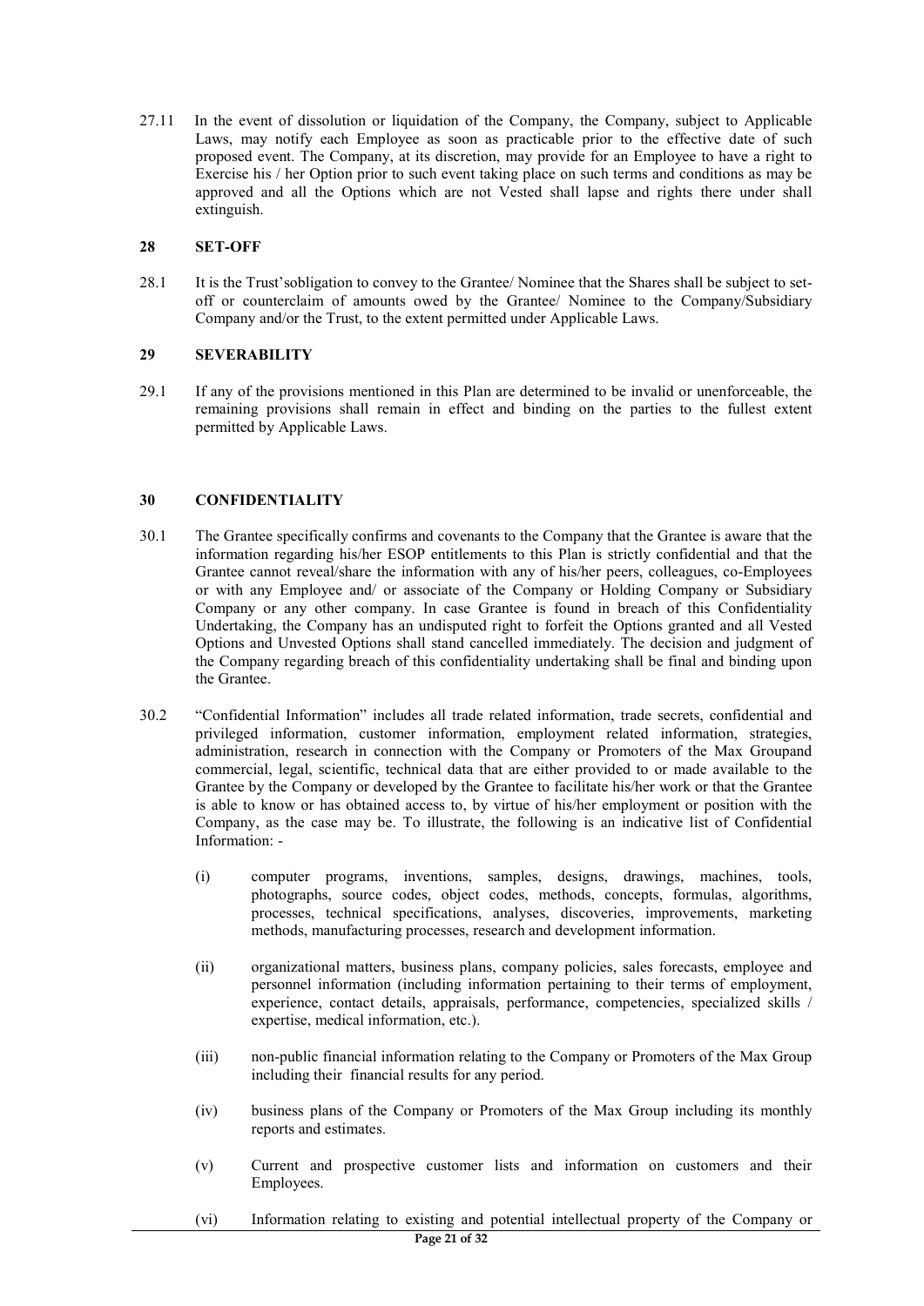27.11 In the event of dissolution or liquidation of the Company, the Company, subject to Applicable Laws, may notify each Employee as soon as practicable prior to the effective date of such proposed event. The Company, at its discretion, may provide for an Employee to have a right to Exercise his / her Option prior to such event taking place on such terms and conditions as may be approved and all the Options which are not Vested shall lapse and rights there under shall extinguish.

## 28 SET-OFF

28.1 It is the Trust'sobligation to convey to the Grantee/ Nominee that the Shares shall be subject to set-off or counterclaim of amounts owed by the Grantee/ Nominee to the Company/Subsidiary Company and/or the Trust, to the extent permitted under Applicable Laws.

## 29 SEVERABILITY

29.1 If any of the provisions mentioned in this Plan are determined to be invalid or unenforceable, the remaining provisions shall remain in effect and binding on the parties to the fullest extent permitted by Applicable Laws.

## 30 CONFIDENTIALITY

30.1 The Grantee specifically confirms and covenants to the Company that the Grantee is aware that the information regarding his/her ESOP entitlements to this Plan is strictly confidential and that the Grantee cannot reveal/share the information with any of his/her peers, colleagues, co-Employees or with any Employee and/ or associate of the Company or Holding Company or Subsidiary Company or any other company. In case Grantee is found in breach of this Confidentiality Undertaking, the Company has an undisputed right to forfeit the Options granted and all Vested Options and Unvested Options shall stand cancelled immediately. The decision and judgment of the Company regarding breach of this confidentiality undertaking shall be final and binding upon the Grantee.

30.2 "Confidential Information" includes all trade related information, trade secrets, confidential and privileged information, customer information, employment related information, strategies, administration, research in connection with the Company or Promoters of the Max Groupand commercial, legal, scientific, technical data that are either provided to or made available to the Grantee by the Company or developed by the Grantee to facilitate his/her work or that the Grantee is able to know or has obtained access to, by virtue of his/her employment or position with the Company, as the case may be. To illustrate, the following is an indicative list of Confidential Information: -

(i) computer programs, inventions, samples, designs, drawings, machines, tools, photographs, source codes, object codes, methods, concepts, formulas, algorithms, processes, technical specifications, analyses, discoveries, improvements, marketing methods, manufacturing processes, research and development information.

(ii) organizational matters, business plans, company policies, sales forecasts, employee and personnel information (including information pertaining to their terms of employment, experience, contact details, appraisals, performance, competencies, specialized skills / expertise, medical information, etc.).

(iii) non-public financial information relating to the Company or Promoters of the Max Group including their financial results for any period.

(iv) business plans of the Company or Promoters of the Max Group including its monthly reports and estimates.

(v) Current and prospective customer lists and information on customers and their Employees.

(vi) Information relating to existing and potential intellectual property of the Company or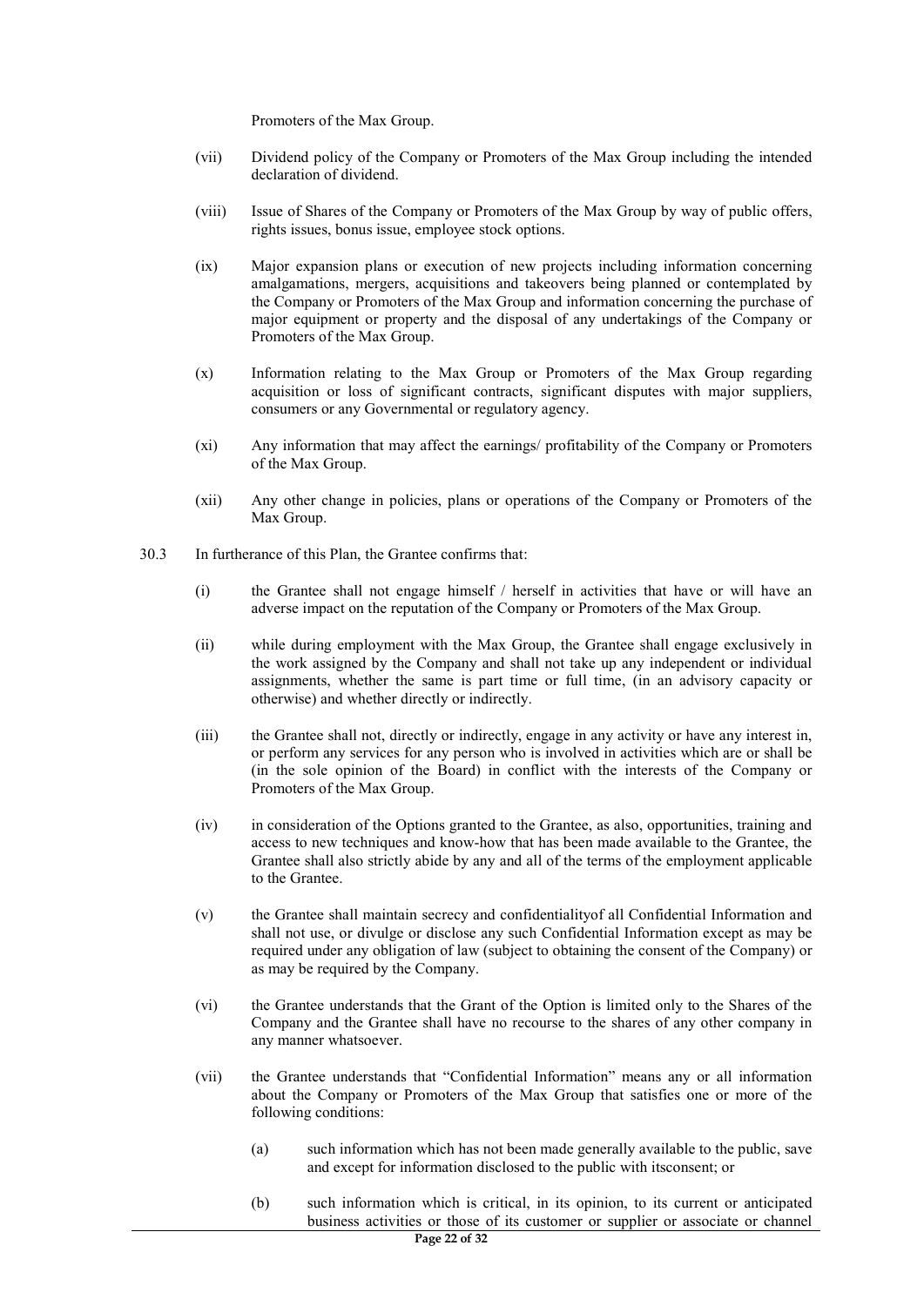Promoters of the Max Group.

(vii) Dividend policy of the Company or Promoters of the Max Group including the intended declaration of dividend.

(viii) Issue of Shares of the Company or Promoters of the Max Group by way of public offers, rights issues, bonus issue, employee stock options.

(ix) Major expansion plans or execution of new projects including information concerning amalgamations, mergers, acquisitions and takeovers being planned or contemplated by the Company or Promoters of the Max Group and information concerning the purchase of major equipment or property and the disposal of any undertakings of the Company or Promoters of the Max Group.

(x) Information relating to the Max Group or Promoters of the Max Group regarding acquisition or loss of significant contracts, significant disputes with major suppliers, consumers or any Governmental or regulatory agency.

(xi) Any information that may affect the earnings/ profitability of the Company or Promoters of the Max Group.

(xii) Any other change in policies, plans or operations of the Company or Promoters of the Max Group.

30.3 In furtherance of this Plan, the Grantee confirms that:

(i) the Grantee shall not engage himself / herself in activities that have or will have an adverse impact on the reputation of the Company or Promoters of the Max Group.

(ii) while during employment with the Max Group, the Grantee shall engage exclusively in the work assigned by the Company and shall not take up any independent or individual assignments, whether the same is part time or full time, (in an advisory capacity or otherwise) and whether directly or indirectly.

(iii) the Grantee shall not, directly or indirectly, engage in any activity or have any interest in, or perform any services for any person who is involved in activities which are or shall be (in the sole opinion of the Board) in conflict with the interests of the Company or Promoters of the Max Group.

(iv) in consideration of the Options granted to the Grantee, as also, opportunities, training and access to new techniques and know-how that has been made available to the Grantee, the Grantee shall also strictly abide by any and all of the terms of the employment applicable to the Grantee.

(v) the Grantee shall maintain secrecy and confidentialityof all Confidential Information and shall not use, or divulge or disclose any such Confidential Information except as may be required under any obligation of law (subject to obtaining the consent of the Company) or as may be required by the Company.

(vi) the Grantee understands that the Grant of the Option is limited only to the Shares of the Company and the Grantee shall have no recourse to the shares of any other company in any manner whatsoever.

(vii) the Grantee understands that "Confidential Information" means any or all information about the Company or Promoters of the Max Group that satisfies one or more of the following conditions:

(a) such information which has not been made generally available to the public, save and except for information disclosed to the public with itsconsent; or

(b) such information which is critical, in its opinion, to its current or anticipated business activities or those of its customer or supplier or associate or channel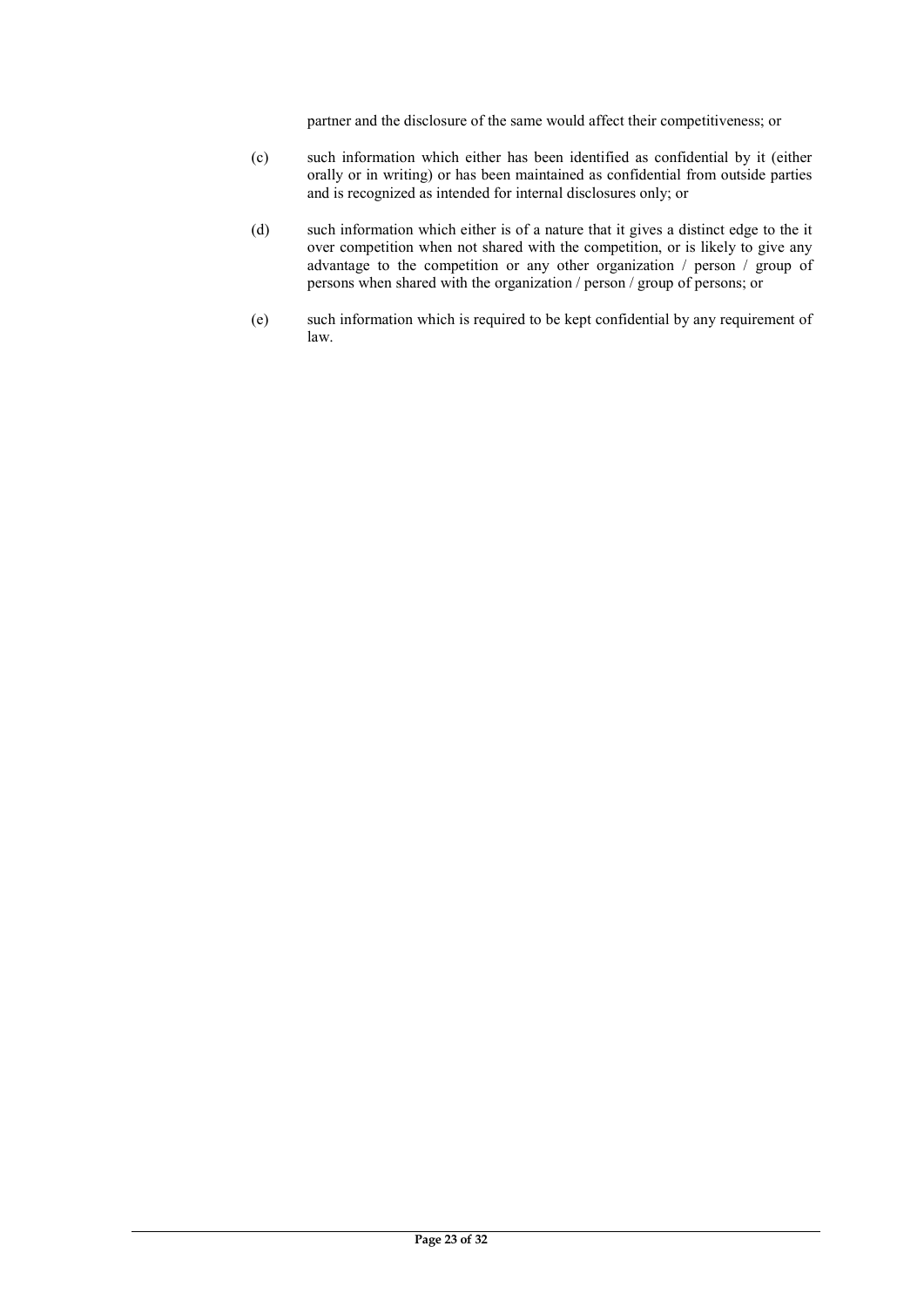partner and the disclosure of the same would affect their competitiveness; or

(c) such information which either has been identified as confidential by it (either orally or in writing) or has been maintained as confidential from outside parties and is recognized as intended for internal disclosures only; or

(d) such information which either is of a nature that it gives a distinct edge to the it over competition when not shared with the competition, or is likely to give any advantage to the competition or any other organization / person / group of persons when shared with the organization / person / group of persons; or

(e) such information which is required to be kept confidential by any requirement of law.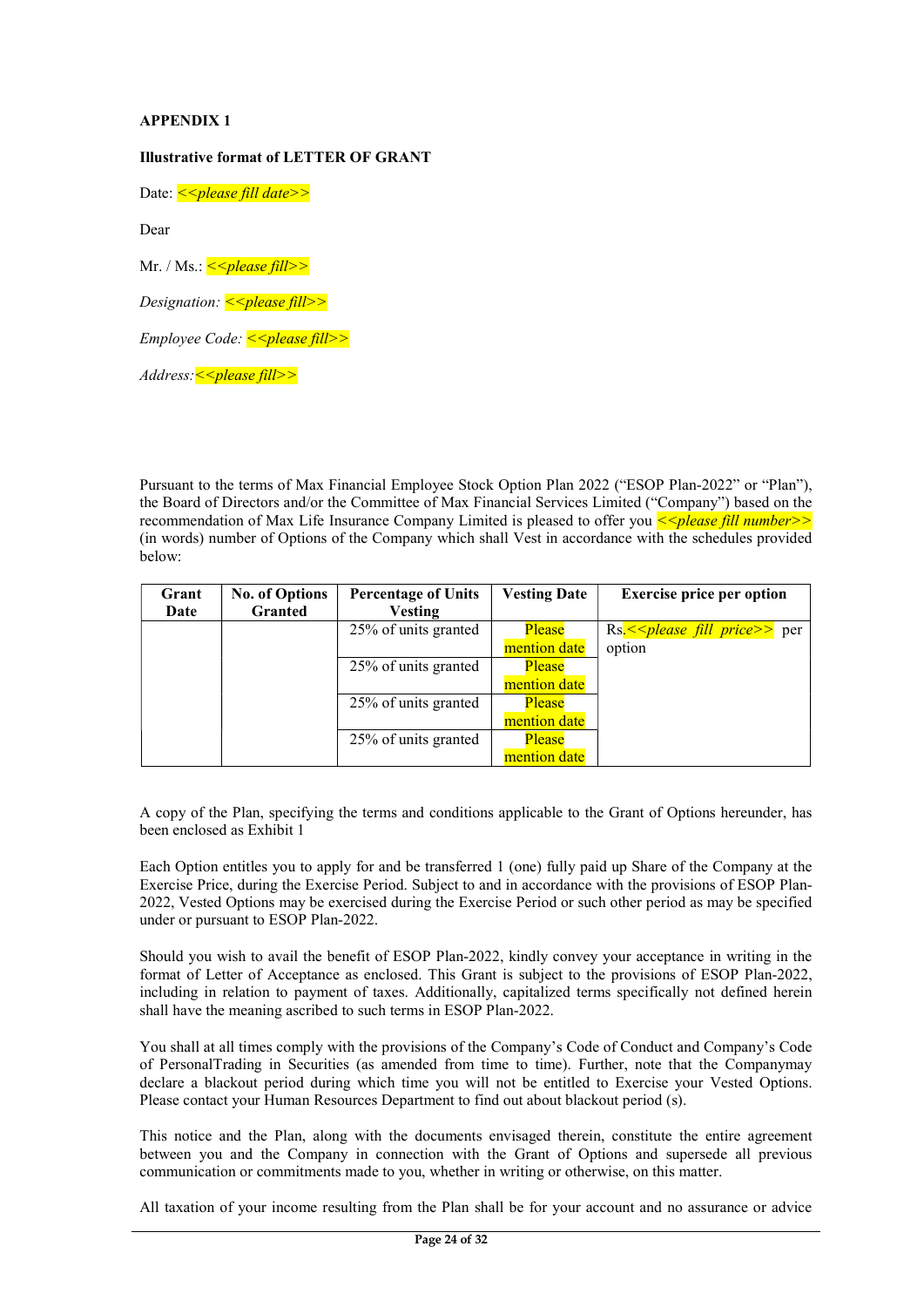**APPENDIX 1**

**Illustrative format of LETTER OF GRANT**

Date: *<<please fill date>>*

Dear

Mr. / Ms.: *<<please fill>>*

*Designation: <<please fill>>*

*Employee Code: <<please fill>>*

*Address:<<please fill>>*

Pursuant to the terms of Max Financial Employee Stock Option Plan 2022 ("ESOP Plan-2022" or "Plan"), the Board of Directors and/or the Committee of Max Financial Services Limited ("Company") based on the recommendation of Max Life Insurance Company Limited is pleased to offer you *<<please fill number>>* (in words) number of Options of the Company which shall Vest in accordance with the schedules provided below:

| Grant Date | No. of Options Granted | Percentage of Units Vesting | Vesting Date | Exercise price per option |
|---|---|---|---|---|
| | | 25% of units granted | Please mention date | Rs.*<<please fill price>>* per option |
| | | 25% of units granted | Please mention date | |
| | | 25% of units granted | Please mention date | |
| | | 25% of units granted | Please mention date | |

A copy of the Plan, specifying the terms and conditions applicable to the Grant of Options hereunder, has been enclosed as Exhibit 1

Each Option entitles you to apply for and be transferred 1 (one) fully paid up Share of the Company at the Exercise Price, during the Exercise Period. Subject to and in accordance with the provisions of ESOP Plan-2022, Vested Options may be exercised during the Exercise Period or such other period as may be specified under or pursuant to ESOP Plan-2022.

Should you wish to avail the benefit of ESOP Plan-2022, kindly convey your acceptance in writing in the format of Letter of Acceptance as enclosed. This Grant is subject to the provisions of ESOP Plan-2022, including in relation to payment of taxes. Additionally, capitalized terms specifically not defined herein shall have the meaning ascribed to such terms in ESOP Plan-2022.

You shall at all times comply with the provisions of the Company's Code of Conduct and Company's Code of PersonalTrading in Securities (as amended from time to time). Further, note that the Companymay declare a blackout period during which time you will not be entitled to Exercise your Vested Options. Please contact your Human Resources Department to find out about blackout period (s).

This notice and the Plan, along with the documents envisaged therein, constitute the entire agreement between you and the Company in connection with the Grant of Options and supersede all previous communication or commitments made to you, whether in writing or otherwise, on this matter.

All taxation of your income resulting from the Plan shall be for your account and no assurance or advice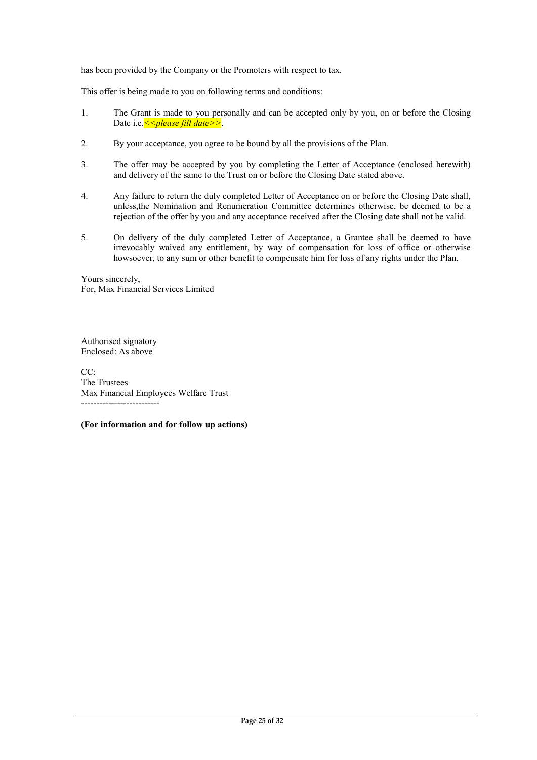has been provided by the Company or the Promoters with respect to tax.

This offer is being made to you on following terms and conditions:

1. The Grant is made to you personally and can be accepted only by you, on or before the Closing Date i.e.*<<please fill date>>*.

2. By your acceptance, you agree to be bound by all the provisions of the Plan.

3. The offer may be accepted by you by completing the Letter of Acceptance (enclosed herewith) and delivery of the same to the Trust on or before the Closing Date stated above.

4. Any failure to return the duly completed Letter of Acceptance on or before the Closing Date shall, unless,the Nomination and Renumeration Committee determines otherwise, be deemed to be a rejection of the offer by you and any acceptance received after the Closing date shall not be valid.

5. On delivery of the duly completed Letter of Acceptance, a Grantee shall be deemed to have irrevocably waived any entitlement, by way of compensation for loss of office or otherwise howsoever, to any sum or other benefit to compensate him for loss of any rights under the Plan.

Yours sincerely,
For, Max Financial Services Limited

Authorised signatory
Enclosed: As above

CC:
The Trustees
Max Financial Employees Welfare Trust
--------------------------

**(For information and for follow up actions)**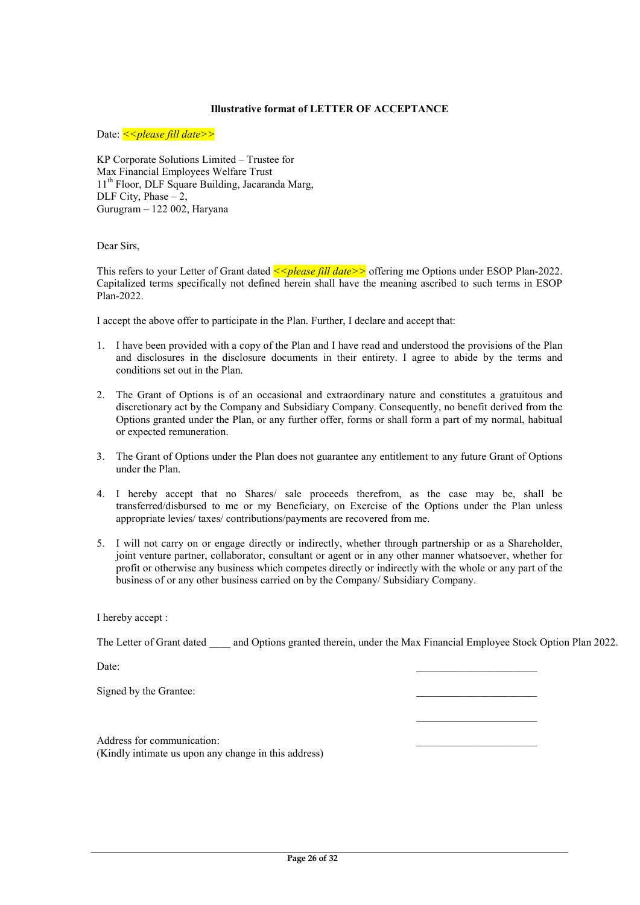**Illustrative format of LETTER OF ACCEPTANCE**

Date: *<<please fill date>>*

KP Corporate Solutions Limited – Trustee for
Max Financial Employees Welfare Trust
11th Floor, DLF Square Building, Jacaranda Marg,
DLF City, Phase – 2,
Gurugram – 122 002, Haryana

Dear Sirs,

This refers to your Letter of Grant dated *<<please fill date>>* offering me Options under ESOP Plan-2022. Capitalized terms specifically not defined herein shall have the meaning ascribed to such terms in ESOP Plan-2022.

I accept the above offer to participate in the Plan. Further, I declare and accept that:

1. I have been provided with a copy of the Plan and I have read and understood the provisions of the Plan and disclosures in the disclosure documents in their entirety. I agree to abide by the terms and conditions set out in the Plan.

2. The Grant of Options is of an occasional and extraordinary nature and constitutes a gratuitous and discretionary act by the Company and Subsidiary Company. Consequently, no benefit derived from the Options granted under the Plan, or any further offer, forms or shall form a part of my normal, habitual or expected remuneration.

3. The Grant of Options under the Plan does not guarantee any entitlement to any future Grant of Options under the Plan.

4. I hereby accept that no Shares/ sale proceeds therefrom, as the case may be, shall be transferred/disbursed to me or my Beneficiary, on Exercise of the Options under the Plan unless appropriate levies/ taxes/ contributions/payments are recovered from me.

5. I will not carry on or engage directly or indirectly, whether through partnership or as a Shareholder, joint venture partner, collaborator, consultant or agent or in any other manner whatsoever, whether for profit or otherwise any business which competes directly or indirectly with the whole or any part of the business of or any other business carried on by the Company/ Subsidiary Company.

I hereby accept :

The Letter of Grant dated ____ and Options granted therein, under the Max Financial Employee Stock Option Plan 2022.

Date: ______________________

Signed by the Grantee: ______________________

______________________

Address for communication: ______________________
(Kindly intimate us upon any change in this address)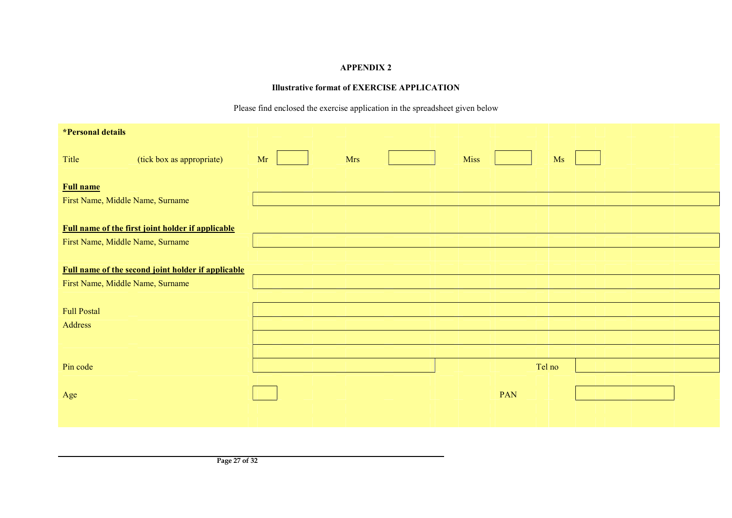**APPENDIX 2**

**Illustrative format of EXERCISE APPLICATION**

Please find enclosed the exercise application in the spreadsheet given below

| **\*Personal details** | | | | | | | | | |
|---|---|---|---|---|---|---|---|---|---|
| Title | (tick box as appropriate) | Mr | | Mrs | | Miss | | Ms | |
| **Full name** | | | | | | | | | |
| First Name, Middle Name, Surname | | | | | | | | | |
| **Full name of the first joint holder if applicable** | | | | | | | | | |
| First Name, Middle Name, Surname | | | | | | | | | |
| **Full name of the second joint holder if applicable** | | | | | | | | | |
| First Name, Middle Name, Surname | | | | | | | | | |
| Full Postal Address | | | | | | | | | |
| | | | | | | | | | |
| | | | | | | | | | |
| | | | | | | | | | |
| Pin code | | | | | | | Tel no | | |
| Age | | | | | | PAN | | | |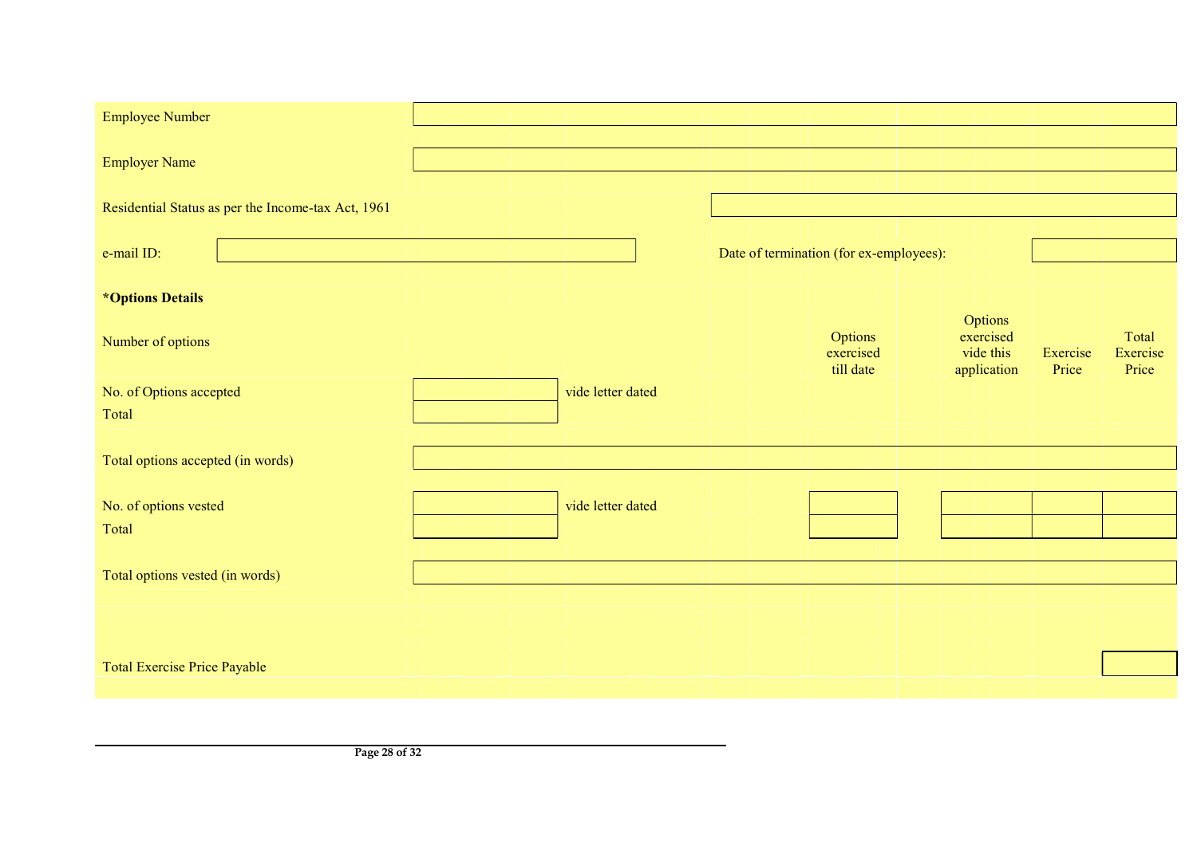Employee Number: ______________________

Employer Name: ______________________

Residential Status as per the Income-tax Act, 1961: ______________________

e-mail ID: ______________________ Date of termination (for ex-employees): ______________________

**\*Options Details**

| Number of options | | | Options exercised till date | Options exercised vide this application | Exercise Price | Total Exercise Price |
|---|---|---|---|---|---|---|
| No. of Options accepted | | vide letter dated | | | | |
| Total | | | | | | |
| Total options accepted (in words) | | | | | | |
| No. of options vested | | vide letter dated | | | | |
| Total | | | | | | |
| Total options vested (in words) | | | | | | |
| Total Exercise Price Payable | | | | | | |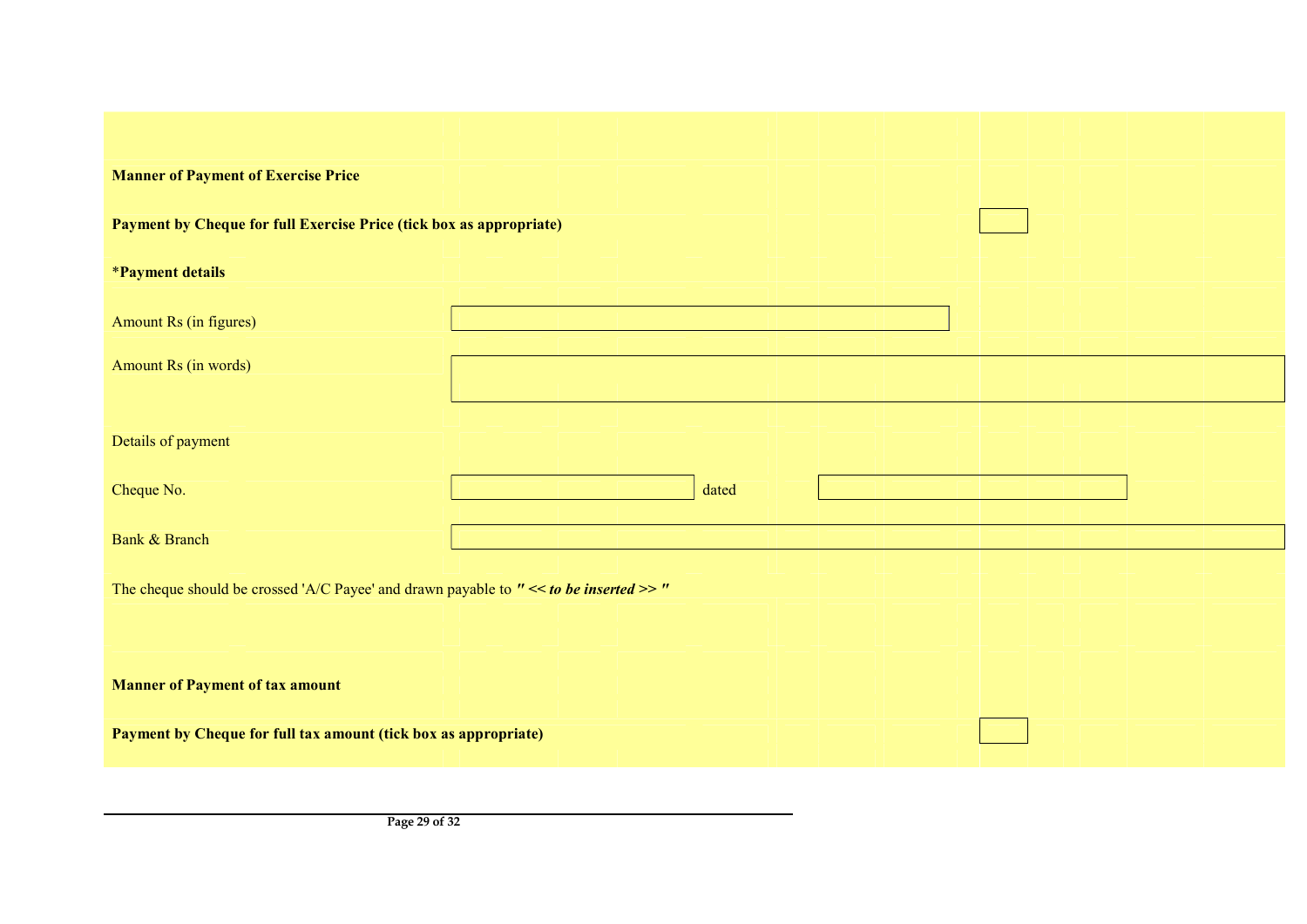**Manner of Payment of Exercise Price**

**Payment by Cheque for full Exercise Price (tick box as appropriate)** ☐

*__Payment details__

Amount Rs (in figures) ____________________

Amount Rs (in words) ____________________

Details of payment

Cheque No. ____________________ dated ____________________

Bank & Branch ____________________

The cheque should be crossed 'A/C Payee' and drawn payable to ***" << to be inserted >> "***

**Manner of Payment of tax amount**

**Payment by Cheque for full tax amount (tick box as appropriate)** ☐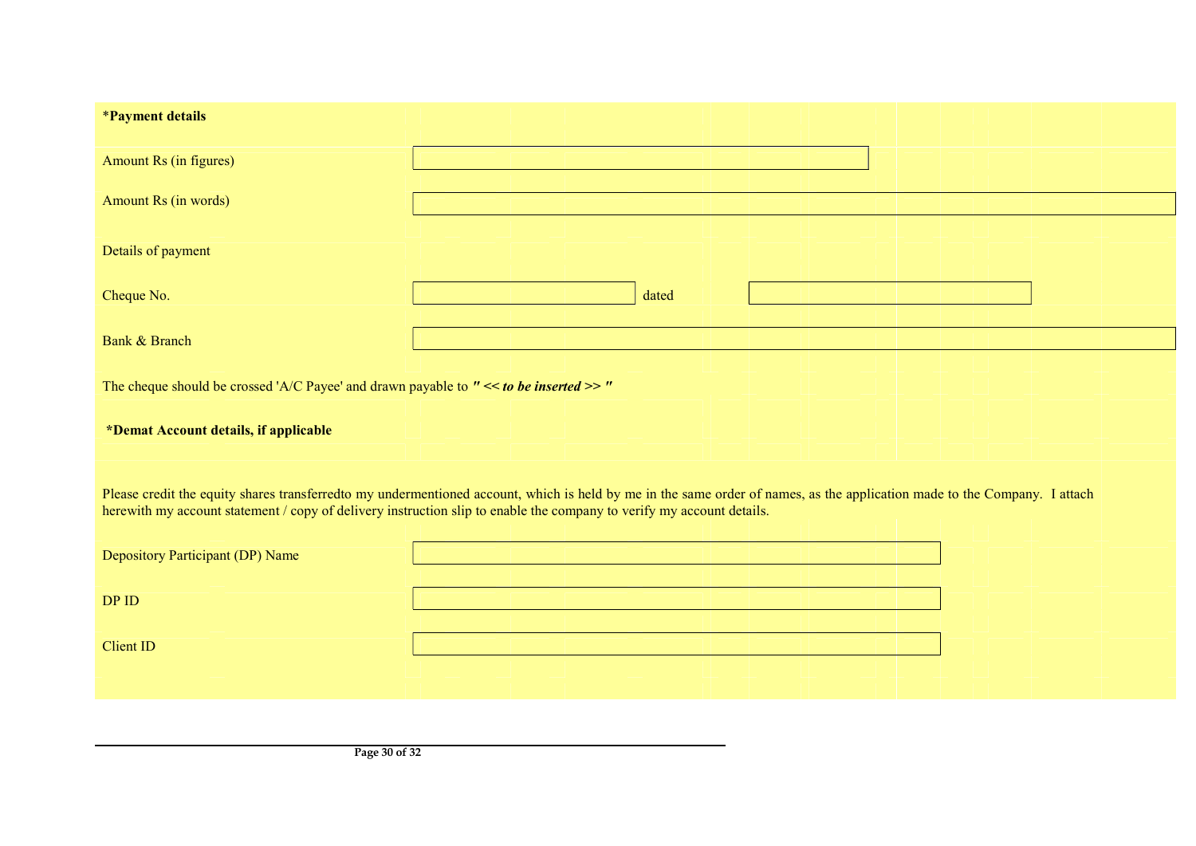**\*Payment details**

Amount Rs (in figures) ______________________

Amount Rs (in words) ______________________

Details of payment

Cheque No. ______________ dated ______________

Bank & Branch ______________________

The cheque should be crossed 'A/C Payee' and drawn payable to ***" << to be inserted >> "***

**\*Demat Account details, if applicable**

Please credit the equity shares transferredto my undermentioned account, which is held by me in the same order of names, as the application made to the Company. I attach herewith my account statement / copy of delivery instruction slip to enable the company to verify my account details.

Depository Participant (DP) Name ______________________

DP ID ______________________

Client ID ______________________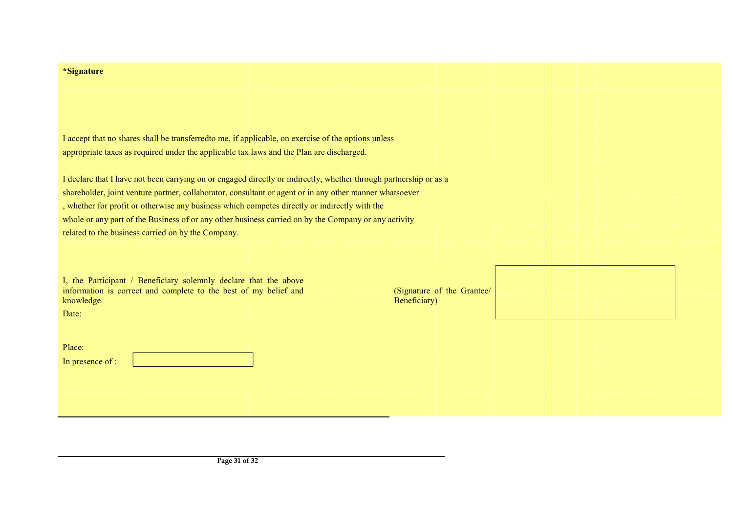**\*Signature**

I accept that no shares shall be transferredto me, if applicable, on exercise of the options unless appropriate taxes as required under the applicable tax laws and the Plan are discharged.

I declare that I have not been carrying on or engaged directly or indirectly, whether through partnership or as a shareholder, joint venture partner, collaborator, consultant or agent or in any other manner whatsoever , whether for profit or otherwise any business which competes directly or indirectly with the whole or any part of the Business of or any other business carried on by the Company or any activity related to the business carried on by the Company.

I, the Participant / Beneficiary solemnly declare that the above information is correct and complete to the best of my belief and knowledge.

(Signature of the Grantee/ Beneficiary)

Date:

Place:

In presence of :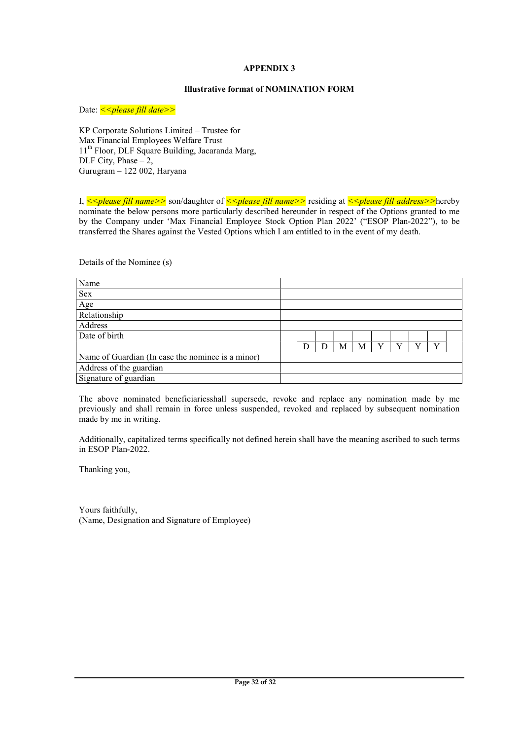**APPENDIX 3**

**Illustrative format of NOMINATION FORM**

Date: *<<please fill date>>*

KP Corporate Solutions Limited – Trustee for
Max Financial Employees Welfare Trust
11th Floor, DLF Square Building, Jacaranda Marg,
DLF City, Phase – 2,
Gurugram – 122 002, Haryana

I, *<<please fill name>>* son/daughter of *<<please fill name>>* residing at *<<please fill address>>*hereby nominate the below persons more particularly described hereunder in respect of the Options granted to me by the Company under 'Max Financial Employee Stock Option Plan 2022' ("ESOP Plan-2022"), to be transferred the Shares against the Vested Options which I am entitled to in the event of my death.

Details of the Nominee (s)

| | |
|---|---|
| Name | |
| Sex | |
| Age | |
| Relationship | |
| Address | |
| Date of birth | D D M M Y Y Y Y |
| Name of Guardian (In case the nominee is a minor) | |
| Address of the guardian | |
| Signature of guardian | |

The above nominated beneficiariesshall supersede, revoke and replace any nomination made by me previously and shall remain in force unless suspended, revoked and replaced by subsequent nomination made by me in writing.

Additionally, capitalized terms specifically not defined herein shall have the meaning ascribed to such terms in ESOP Plan-2022.

Thanking you,

Yours faithfully,
(Name, Designation and Signature of Employee)